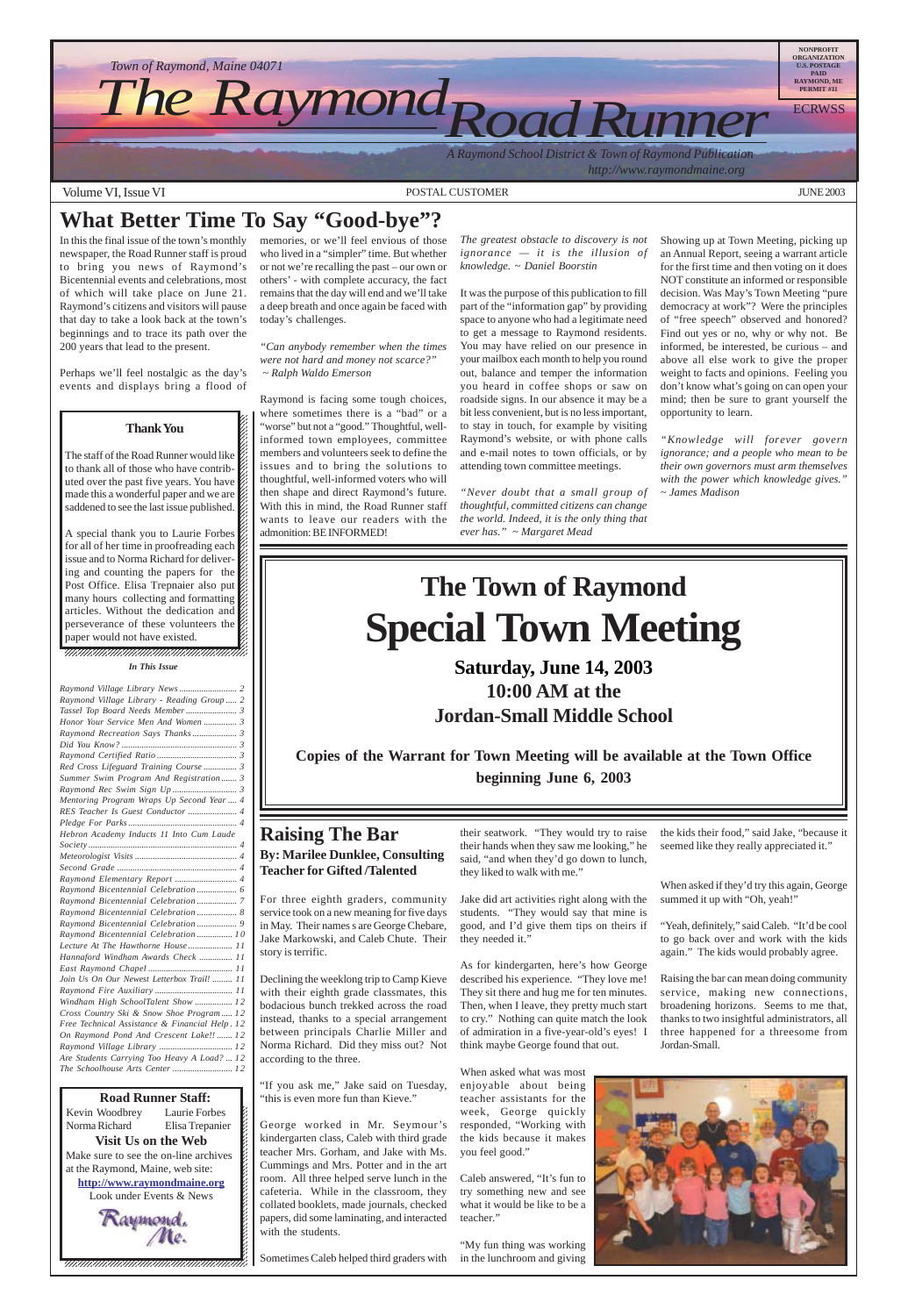Town of Raymond, Maine 04071

# The Raymond Road Runner

*A Raymond School District & Town of Raymond Publication*
*http://www.raymondmaine.org*

NONPROFIT ORGANIZATION U.S. POSTAGE PAID RAYMOND, ME PERMIT #11

ECRWSS

Volume VI, Issue VI — POSTAL CUSTOMER — JUNE 2003

## What Better Time To Say "Good-bye"?

In this the final issue of the town's monthly newspaper, the Road Runner staff is proud to bring you news of Raymond's Bicentennial events and celebrations, most of which will take place on June 21. Raymond's citizens and visitors will pause that day to take a look back at the town's beginnings and to trace its path over the 200 years that lead to the present.

Perhaps we'll feel nostalgic as the day's events and displays bring a flood of memories, or we'll feel envious of those who lived in a "simpler" time. But whether or not we're recalling the past – our own or others' - with complete accuracy, the fact remains that the day will end and we'll take a deep breath and once again be faced with today's challenges.

*"Can anybody remember when the times were not hard and money not scarce?" ~ Ralph Waldo Emerson*

Raymond is facing some tough choices, where sometimes there is a "bad" or a "worse" but not a "good." Thoughtful, well-informed town employees, committee members and volunteers seek to define the issues and to bring the solutions to thoughtful, well-informed voters who will then shape and direct Raymond's future. With this in mind, the Road Runner staff wants to leave our readers with the admonition: BE INFORMED!

*The greatest obstacle to discovery is not ignorance — it is the illusion of knowledge. ~ Daniel Boorstin*

It was the purpose of this publication to fill part of the "information gap" by providing space to anyone who had a legitimate need to get a message to Raymond residents. You may have relied on our presence in your mailbox each month to help you round out, balance and temper the information you heard in coffee shops or saw on roadside signs. In our absence it may be a bit less convenient, but is no less important, to stay in touch, for example by visiting Raymond's website, or with phone calls and e-mail notes to town officials, or by attending town committee meetings.

*"Never doubt that a small group of thoughtful, committed citizens can change the world. Indeed, it is the only thing that ever has." ~ Margaret Mead*

Showing up at Town Meeting, picking up an Annual Report, seeing a warrant article for the first time and then voting on it does NOT constitute an informed or responsible decision. Was May's Town Meeting "pure democracy at work"? Were the principles of "free speech" observed and honored? Find out yes or no, why or why not. Be informed, be interested, be curious – and above all else work to give the proper weight to facts and opinions. Feeling you don't know what's going on can open your mind; then be sure to grant yourself the opportunity to learn.

*"Knowledge will forever govern ignorance; and a people who mean to be their own governors must arm themselves with the power which knowledge gives." ~ James Madison*

### Thank You

The staff of the Road Runner would like to thank all of those who have contributed over the past five years. You have made this a wonderful paper and we are saddened to see the last issue published.

A special thank you to Laurie Forbes for all of her time in proofreading each issue and to Norma Richard for delivering and counting the papers for the Post Office. Elisa Trepnaier also put many hours collecting and formatting articles. Without the dedication and perseverance of these volunteers the paper would not have existed.

### In This Issue

| | |
|---|---|
| *Raymond Village Library News* | 2 |
| *Raymond Village Library - Reading Group* | 2 |
| *Tassel Top Board Needs Member* | 3 |
| *Honor Your Service Men And Women* | 3 |
| *Raymond Recreation Says Thanks* | 3 |
| *Did You Know?* | 3 |
| *Raymond Certified Ratio* | 3 |
| *Red Cross Lifeguard Training Course* | 3 |
| *Summer Swim Program And Registration* | 3 |
| *Raymond Rec Swim Sign Up* | 3 |
| *Mentoring Program Wraps Up Second Year* | 4 |
| *RES Teacher Is Guest Conductor* | 4 |
| *Pledge For Parks* | 4 |
| *Hebron Academy Inducts 11 Into Cum Laude Society* | 4 |
| *Meteorologist Visits* | 4 |
| *Second Grade* | 4 |
| *Raymond Elementary Report* | 4 |
| *Raymond Bicentennial Celebration* | 6 |
| *Raymond Bicentennial Celebration* | 7 |
| *Raymond Bicentennial Celebration* | 8 |
| *Raymond Bicentennial Celebration* | 9 |
| *Raymond Bicentennial Celebration* | 10 |
| *Lecture At The Hawthorne House* | 11 |
| *Hannaford Windham Awards Check* | 11 |
| *East Raymond Chapel* | 11 |
| *Join Us On Our Newest Letterbox Trail!* | 11 |
| *Raymond Fire Auxiliary* | 11 |
| *Windham High SchoolTalent Show* | 12 |
| *Cross Country Ski & Snow Shoe Program* | 12 |
| *Free Technical Assistance & Financial Help* | 12 |
| *On Raymond Pond And Crescent Lake!!* | 12 |
| *Raymond Village Library* | 12 |
| *Are Students Carrying Too Heavy A Load?* | 12 |
| *The Schoolhouse Arts Center* | 12 |

### Road Runner Staff:

Kevin Woodbrey — Laurie Forbes
Norma Richard — Elisa Trepanier

**Visit Us on the Web**

Make sure to see the on-line archives at the Raymond, Maine, web site:
**http://www.raymondmaine.org**
Look under Events & News

# The Town of Raymond Special Town Meeting

**Saturday, June 14, 2003**
**10:00 AM at the Jordan-Small Middle School**

**Copies of the Warrant for Town Meeting will be available at the Town Office beginning June 6, 2003**

## Raising The Bar

**By: Marilee Dunklee, Consulting Teacher for Gifted /Talented**

For three eighth graders, community service took on a new meaning for five days in May. Their names s are George Chebare, Jake Markowski, and Caleb Chute. Their story is terrific.

Declining the weeklong trip to Camp Kieve with their eighth grade classmates, this bodacious bunch trekked across the road instead, thanks to a special arrangement between principals Charlie Miller and Norma Richard. Did they miss out? Not according to the three.

"If you ask me," Jake said on Tuesday, "this is even more fun than Kieve."

George worked in Mr. Seymour's kindergarten class, Caleb with third grade teacher Mrs. Gorham, and Jake with Ms. Cummings and Mrs. Potter and in the art room. All three helped serve lunch in the cafeteria. While in the classroom, they collated booklets, made journals, checked papers, did some laminating, and interacted with the students.

Sometimes Caleb helped third graders with their seatwork. "They would try to raise their hands when they saw me looking," he said, "and when they'd go down to lunch, they liked to walk with me."

Jake did art activities right along with the students. "They would say that mine is good, and I'd give them tips on theirs if they needed it."

As for kindergarten, here's how George described his experience. "They love me! They sit there and hug me for ten minutes. Then, when I leave, they pretty much start to cry." Nothing can quite match the look of admiration in a five-year-old's eyes! I think maybe George found that out.

When asked what was most enjoyable about being teacher assistants for the week, George quickly responded, "Working with the kids because it makes you feel good."

Caleb answered, "It's fun to try something new and see what it would be like to be a teacher."

"My fun thing was working in the lunchroom and giving the kids their food," said Jake, "because it seemed like they really appreciated it."

When asked if they'd try this again, George summed it up with "Oh, yeah!"

"Yeah, definitely," said Caleb. "It'd be cool to go back over and work with the kids again." The kids would probably agree.

Raising the bar can mean doing community service, making new connections, broadening horizons. Seems to me that, thanks to two insightful administrators, all three happened for a threesome from Jordan-Small.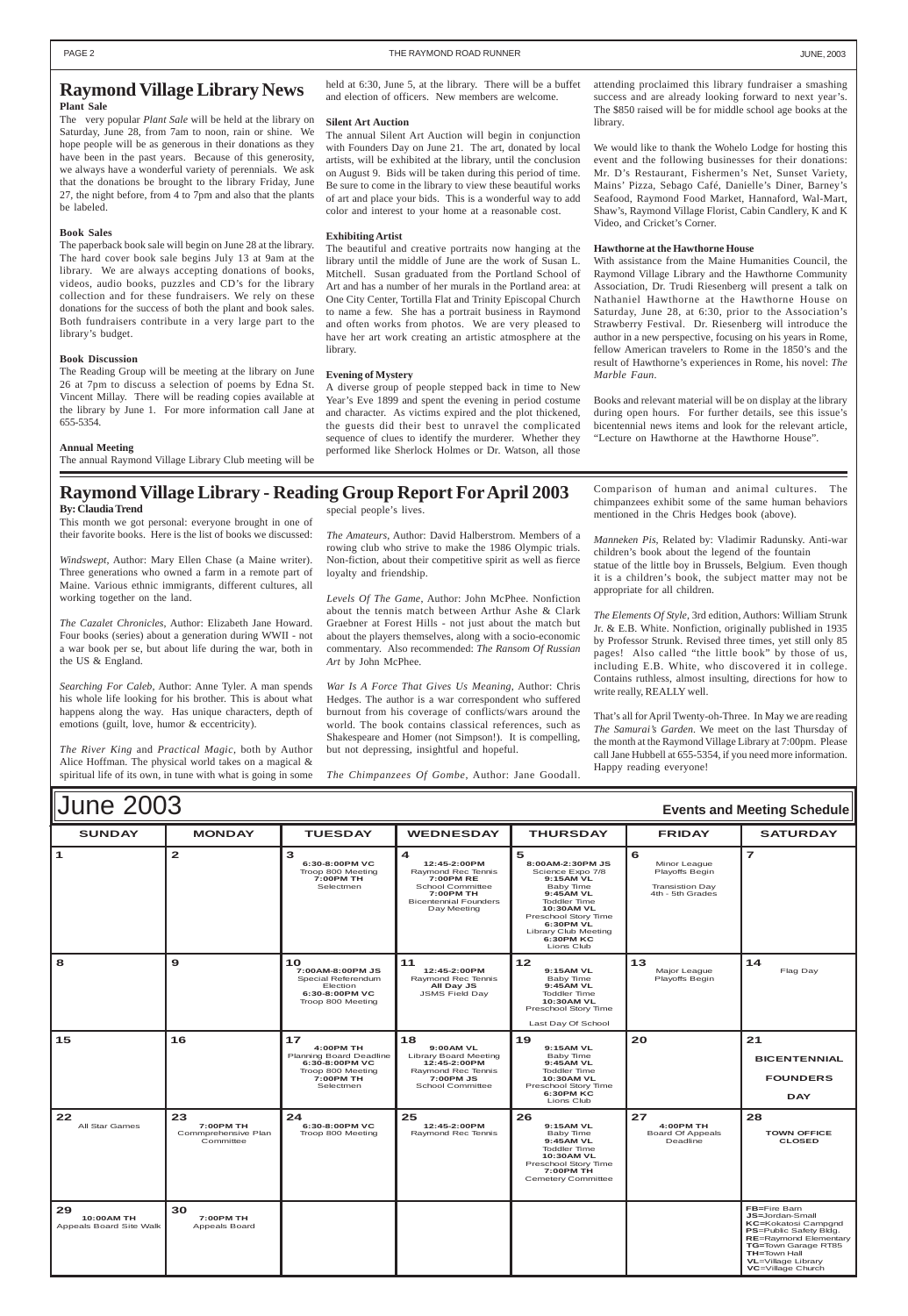# Raymond Village Library News

### Plant Sale

The very popular *Plant Sale* will be held at the library on Saturday, June 28, from 7am to noon, rain or shine. We hope people will be as generous in their donations as they have been in the past years. Because of this generosity, we always have a wonderful variety of perennials. We ask that the donations be brought to the library Friday, June 27, the night before, from 4 to 7pm and also that the plants be labeled.

### Book Sales

The paperback book sale will begin on June 28 at the library. The hard cover book sale begins July 13 at 9am at the library. We are always accepting donations of books, videos, audio books, puzzles and CD's for the library collection and for these fundraisers. We rely on these donations for the success of both the plant and book sales. Both fundraisers contribute in a very large part to the library's budget.

### Book Discussion

The Reading Group will be meeting at the library on June 26 at 7pm to discuss a selection of poems by Edna St. Vincent Millay. There will be reading copies available at the library by June 1. For more information call Jane at 655-5354.

### Annual Meeting

The annual Raymond Village Library Club meeting will be held at 6:30, June 5, at the library. There will be a buffet and election of officers. New members are welcome.

### Silent Art Auction

The annual Silent Art Auction will begin in conjunction with Founders Day on June 21. The art, donated by local artists, will be exhibited at the library, until the conclusion on August 9. Bids will be taken during this period of time. Be sure to come in the library to view these beautiful works of art and place your bids. This is a wonderful way to add color and interest to your home at a reasonable cost.

### Exhibiting Artist

The beautiful and creative portraits now hanging at the library until the middle of June are the work of Susan L. Mitchell. Susan graduated from the Portland School of Art and has a number of her murals in the Portland area: at One City Center, Tortilla Flat and Trinity Episcopal Church to name a few. She has a portrait business in Raymond and often works from photos. We are very pleased to have her art work creating an artistic atmosphere at the library.

### Evening of Mystery

A diverse group of people stepped back in time to New Year's Eve 1899 and spent the evening in period costume and character. As victims expired and the plot thickened, the guests did their best to unravel the complicated sequence of clues to identify the murderer. Whether they performed like Sherlock Holmes or Dr. Watson, all those attending proclaimed this library fundraiser a smashing success and are already looking forward to next year's. The $850 raised will be for middle school age books at the library.

We would like to thank the Wohelo Lodge for hosting this event and the following businesses for their donations: Mr. D's Restaurant, Fishermen's Net, Sunset Variety, Mains' Pizza, Sebago Café, Danielle's Diner, Barney's Seafood, Raymond Food Market, Hannaford, Wal-Mart, Shaw's, Raymond Village Florist, Cabin Candlery, K and K Video, and Cricket's Corner.

### Hawthorne at the Hawthorne House

With assistance from the Maine Humanities Council, the Raymond Village Library and the Hawthorne Community Association, Dr. Trudi Riesenberg will present a talk on Nathaniel Hawthorne at the Hawthorne House on Saturday, June 28, at 6:30, prior to the Association's Strawberry Festival. Dr. Riesenberg will introduce the author in a new perspective, focusing on his years in Rome, fellow American travelers to Rome in the 1850's and the result of Hawthorne's experiences in Rome, his novel: *The Marble Faun*.

Books and relevant material will be on display at the library during open hours. For further details, see this issue's bicentennial news items and look for the relevant article, "Lecture on Hawthorne at the Hawthorne House".

# Raymond Village Library - Reading Group Report For April 2003

**By: Claudia Trend**

This month we got personal: everyone brought in one of their favorite books. Here is the list of books we discussed:

*Windswept*, Author: Mary Ellen Chase (a Maine writer). Three generations who owned a farm in a remote part of Maine. Various ethnic immigrants, different cultures, all working together on the land.

*The Cazalet Chronicles*, Author: Elizabeth Jane Howard. Four books (series) about a generation during WWII - not a war book per se, but about life during the war, both in the US & England.

*Searching For Caleb*, Author: Anne Tyler. A man spends his whole life looking for his brother. This is about what happens along the way. Has unique characters, depth of emotions (guilt, love, humor & eccentricity).

*The River King* and *Practical Magic*, both by Author Alice Hoffman. The physical world takes on a magical & spiritual life of its own, in tune with what is going in some special people's lives.

*The Amateurs*, Author: David Halberstrom. Members of a rowing club who strive to make the 1986 Olympic trials. Non-fiction, about their competitive spirit as well as fierce loyalty and friendship.

*Levels Of The Game*, Author: John McPhee. Nonfiction about the tennis match between Arthur Ashe & Clark Graebner at Forest Hills - not just about the match but about the players themselves, along with a socio-economic commentary. Also recommended: *The Ransom Of Russian Art* by John McPhee.

*War Is A Force That Gives Us Meaning*, Author: Chris Hedges. The author is a war correspondent who suffered burnout from his coverage of conflicts/wars around the world. The book contains classical references, such as Shakespeare and Homer (not Simpson!). It is compelling, but not depressing, insightful and hopeful.

*The Chimpanzees Of Gombe*, Author: Jane Goodall. Comparison of human and animal cultures. The chimpanzees exhibit some of the same human behaviors mentioned in the Chris Hedges book (above).

*Manneken Pis*, Related by: Vladimir Radunsky. Anti-war children's book about the legend of the fountain statue of the little boy in Brussels, Belgium. Even though it is a children's book, the subject matter may not be appropriate for all children.

*The Elements Of Style*, 3rd edition, Authors: William Strunk Jr. & E.B. White. Nonfiction, originally published in 1935 by Professor Strunk. Revised three times, yet still only 85 pages! Also called "the little book" by those of us, including E.B. White, who discovered it in college. Contains ruthless, almost insulting, directions for how to write really, REALLY well.

That's all for April Twenty-oh-Three. In May we are reading *The Samurai's Garden*. We meet on the last Thursday of the month at the Raymond Village Library at 7:00pm. Please call Jane Hubbell at 655-5354, if you need more information. Happy reading everyone!

# June 2003 — Events and Meeting Schedule

| SUNDAY | MONDAY | TUESDAY | WEDNESDAY | THURSDAY | FRIDAY | SATURDAY |
|---|---|---|---|---|---|---|
| 1 | 2 | 3<br>**6:30-8:00PM VC**<br>Troop 800 Meeting<br>**7:00PM TH**<br>Selectmen | 4<br>**12:45-2:00PM**<br>Raymond Rec Tennis<br>**7:00PM RE**<br>School Committee<br>**7:00PM TH**<br>Bicentennial Founders Day Meeting | 5<br>**8:00AM-2:30PM JS**<br>Science Expo 7/8<br>**9:15AM VL**<br>Baby Time<br>**9:45AM VL**<br>Toddler Time<br>**10:30AM VL**<br>Preschool Story Time<br>**6:30PM VL**<br>Library Club Meeting<br>**6:30PM KC**<br>Lions Club | 6<br>Minor League Playoffs Begin<br><br>Transition Day 4th - 5th Grades | 7 |
| 8 | 9 | 10<br>**7:00AM-8:00PM JS**<br>Special Referendum Election<br>**6:30-8:00PM VC**<br>Troop 800 Meeting | 11<br>**12:45-2:00PM**<br>Raymond Rec Tennis<br>**All Day JS**<br>JSMS Field Day | 12<br>**9:15AM VL**<br>Baby Time<br>**9:45AM VL**<br>Toddler Time<br>**10:30AM VL**<br>Preschool Story Time<br><br>Last Day Of School | 13<br>Major League Playoffs Begin | 14<br>Flag Day |
| 15 | 16 | 17<br>**4:00PM TH**<br>Planning Board Deadline<br>**6:30-8:00PM VC**<br>Troop 800 Meeting<br>**7:00PM TH**<br>Selectmen | 18<br>**9:00AM VL**<br>Library Board Meeting<br>**12:45-2:00PM**<br>Raymond Rec Tennis<br>**7:00PM JS**<br>School Committee | 19<br>**9:15AM VL**<br>Baby Time<br>**9:45AM VL**<br>Toddler Time<br>**10:30AM VL**<br>Preschool Story Time<br>**6:30PM KC**<br>Lions Club | 20 | 21<br>**BICENTENNIAL FOUNDERS DAY** |
| 22<br>All Star Games | 23<br>**7:00PM TH**<br>Commprehensive Plan Committee | 24<br>**6:30-8:00PM VC**<br>Troop 800 Meeting | 25<br>**12:45-2:00PM**<br>Raymond Rec Tennis | 26<br>**9:15AM VL**<br>Baby Time<br>**9:45AM VL**<br>Toddler Time<br>**10:30AM VL**<br>Preschool Story Time<br>**7:00PM TH**<br>Cemetery Committee | 27<br>**4:00PM TH**<br>Board Of Appeals Deadline | 28<br>**TOWN OFFICE CLOSED** |
| 29<br>**10:00AM TH**<br>Appeals Board Site Walk | 30<br>**7:00PM TH**<br>Appeals Board | | | | | **FB**=Fire Barn<br>**JS**=Jordan-Small<br>**KC**=Kokatosi Campgnd<br>**PS**=Public Safety Bldg.<br>**RE**=Raymond Elementary<br>**TG**=Town Garage RT85<br>**TH**=Town Hall<br>**VL**=Village Library<br>**VC**=Village Church |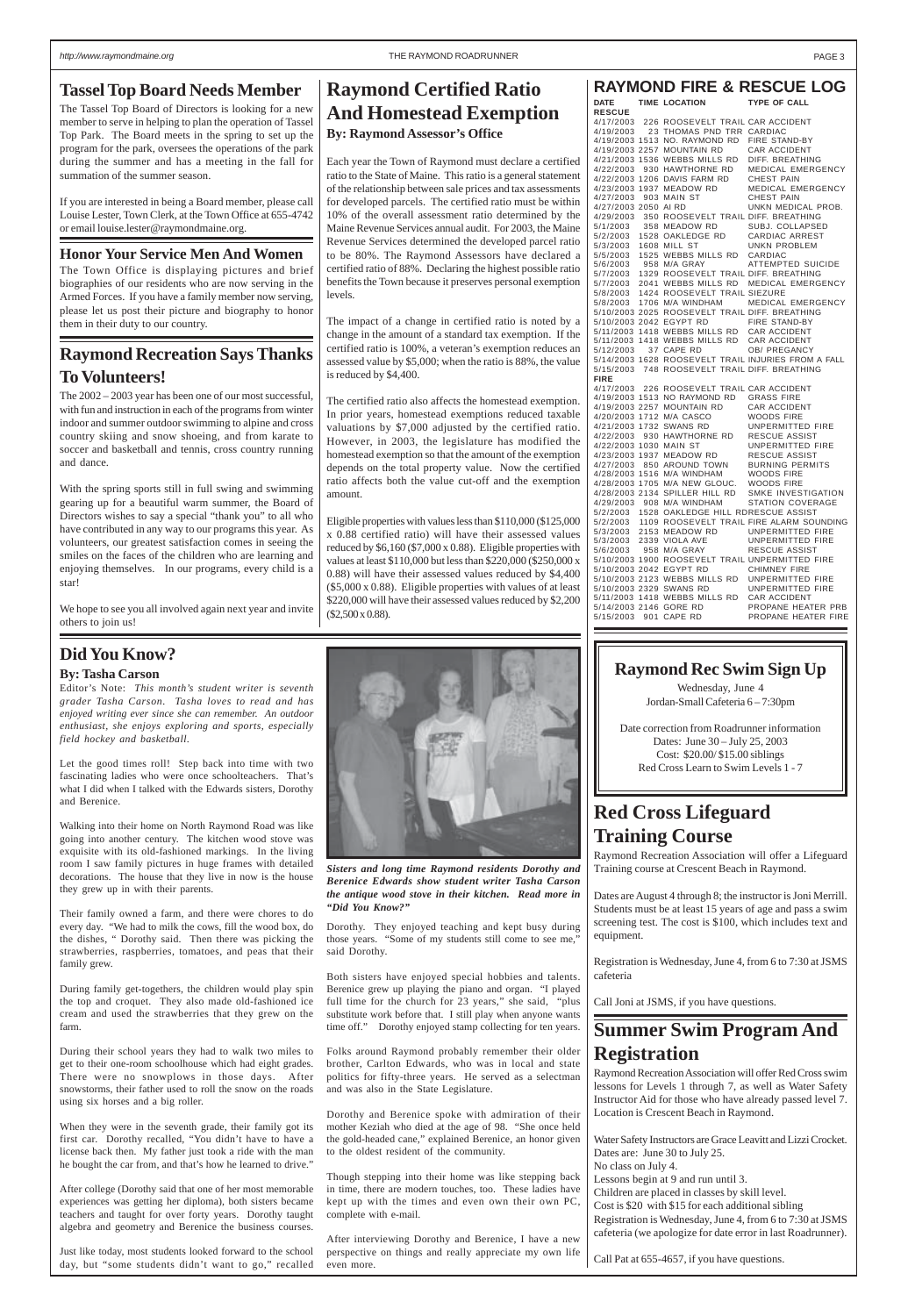## Tassel Top Board Needs Member

The Tassel Top Board of Directors is looking for a new member to serve in helping to plan the operation of Tassel Top Park. The Board meets in the spring to set up the program for the park, oversees the operations of the park during the summer and has a meeting in the fall for summation of the summer season.

If you are interested in being a Board member, please call Louise Lester, Town Clerk, at the Town Office at 655-4742 or email louise.lester@raymondmaine.org.

## Honor Your Service Men And Women

The Town Office is displaying pictures and brief biographies of our residents who are now serving in the Armed Forces. If you have a family member now serving, please let us post their picture and biography to honor them in their duty to our country.

## Raymond Recreation Says Thanks To Volunteers!

The 2002 – 2003 year has been one of our most successful, with fun and instruction in each of the programs from winter indoor and summer outdoor swimming to alpine and cross country skiing and snow shoeing, and from karate to soccer and basketball and tennis, cross country running and dance.

With the spring sports still in full swing and swimming gearing up for a beautiful warm summer, the Board of Directors wishes to say a special "thank you" to all who have contributed in any way to our programs this year. As volunteers, our greatest satisfaction comes in seeing the smiles on the faces of the children who are learning and enjoying themselves. In our programs, every child is a star!

We hope to see you all involved again next year and invite others to join us!

## Raymond Certified Ratio And Homestead Exemption

**By: Raymond Assessor's Office**

Each year the Town of Raymond must declare a certified ratio to the State of Maine. This ratio is a general statement of the relationship between sale prices and tax assessments for developed parcels. The certified ratio must be within 10% of the overall assessment ratio determined by the Maine Revenue Services annual audit. For 2003, the Maine Revenue Services determined the developed parcel ratio to be 80%. The Raymond Assessors have declared a certified ratio of 88%. Declaring the highest possible ratio benefits the Town because it preserves personal exemption levels.

The impact of a change in certified ratio is noted by a change in the amount of a standard tax exemption. If the certified ratio is 100%, a veteran's exemption reduces an assessed value by $5,000; when the ratio is 88%, the value is reduced by $4,400.

The certified ratio also affects the homestead exemption. In prior years, homestead exemptions reduced taxable valuations by $7,000 adjusted by the certified ratio. However, in 2003, the legislature has modified the homestead exemption so that the amount of the exemption depends on the total property value. Now the certified ratio affects both the value cut-off and the exemption amount.

Eligible properties with values less than $110,000 ($125,000 x 0.88 certified ratio) will have their assessed values reduced by $6,160 ($7,000 x 0.88). Eligible properties with values at least $110,000 but less than $220,000 ($250,000 x 0.88) will have their assessed values reduced by $4,400 ($5,000 x 0.88). Eligible properties with values of at least $220,000 will have their assessed values reduced by $2,200 ($2,500 x 0.88).

## RAYMOND FIRE & RESCUE LOG

| DATE | TIME | LOCATION | TYPE OF CALL |
|---|---|---|---|
| **RESCUE** | | | |
| 4/17/2003 | 226 | ROOSEVELT TRAIL | CAR ACCIDENT |
| 4/19/2003 | 23 | THOMAS PND TRR | CARDIAC |
| 4/19/2003 | 1513 | NO. RAYMOND RD | FIRE STAND-BY |
| 4/19/2003 | 2257 | MOUNTAIN RD | CAR ACCIDENT |
| 4/21/2003 | 1536 | WEBBS MILLS RD | DIFF. BREATHING |
| 4/22/2003 | 930 | HAWTHORNE RD | MEDICAL EMERGENCY |
| 4/22/2003 | 1206 | DAVIS FARM RD | CHEST PAIN |
| 4/23/2003 | 1937 | MEADOW RD | MEDICAL EMERGENCY |
| 4/27/2003 | 903 | MAIN ST | CHEST PAIN |
| 4/27/2003 | 2050 | AI RD | UNKN MEDICAL PROB. |
| 4/29/2003 | 350 | ROOSEVELT TRAIL | DIFF. BREATHING |
| 5/1/2003 | 358 | MEADOW RD | SUBJ. COLLAPSED |
| 5/2/2003 | 1528 | OAKLEDGE RD | CARDIAC ARREST |
| 5/3/2003 | 1608 | MILL ST | UNKN PROBLEM |
| 5/5/2003 | 1525 | WEBBS MILLS RD | CARDIAC |
| 5/6/2003 | 958 | M/A GRAY | ATTEMPTED SUICIDE |
| 5/7/2003 | 1329 | ROOSEVELT TRAIL | DIFF. BREATHING |
| 5/7/2003 | 2041 | WEBBS MILLS RD | MEDICAL EMERGENCY |
| 5/8/2003 | 1424 | ROOSEVELT TRAIL | SIEZURE |
| 5/8/2003 | 1706 | M/A WINDHAM | MEDICAL EMERGENCY |
| 5/10/2003 | 2025 | ROOSEVELT TRAIL | DIFF. BREATHING |
| 5/10/2003 | 2042 | EGYPT RD | FIRE STAND-BY |
| 5/11/2003 | 1418 | WEBBS MILLS RD | CAR ACCIDENT |
| 5/11/2003 | 1418 | WEBBS MILLS RD | CAR ACCIDENT |
| 5/12/2003 | 37 | CAPE RD | OB/ PREGANCY |
| 5/14/2003 | 1628 | ROOSEVELT TRAIL | INJURIES FROM A FALL |
| 5/15/2003 | 748 | ROOSEVELT TRAIL | DIFF. BREATHING |
| **FIRE** | | | |
| 4/17/2003 | 226 | ROOSEVELT TRAIL | CAR ACCIDENT |
| 4/19/2003 | 1513 | NO RAYMOND RD | GRASS FIRE |
| 4/19/2003 | 2257 | MOUNTAIN RD | CAR ACCIDENT |
| 4/20/2003 | 1712 | M/A CASCO | WOODS FIRE |
| 4/21/2003 | 1732 | SWANS RD | UNPERMITTED FIRE |
| 4/22/2003 | 930 | HAWTHORNE RD | RESCUE ASSIST |
| 4/22/2003 | 1030 | MAIN ST | UNPERMITTED FIRE |
| 4/23/2003 | 1937 | MEADOW RD | RESCUE ASSIST |
| 4/27/2003 | 850 | AROUND TOWN | BURNING PERMITS |
| 4/28/2003 | 1516 | M/A WINDHAM | WOODS FIRE |
| 4/28/2003 | 1705 | M/A NEW GLOUC. | WOODS FIRE |
| 4/28/2003 | 2134 | SPILLER HILL RD | SMKE INVESTIGATION |
| 4/29/2003 | 908 | M/A WINDHAM | STATION COVERAGE |
| 5/2/2003 | 1528 | OAKLEDGE HILL RD | RESCUE ASSIST |
| 5/2/2003 | 1109 | ROOSEVELT TRAIL | FIRE ALARM SOUNDING |
| 5/3/2003 | 2153 | MEADOW RD | UNPERMITTED FIRE |
| 5/3/2003 | 2339 | VIOLA AVE | UNPERMITTED FIRE |
| 5/6/2003 | 958 | M/A GRAY | RESCUE ASSIST |
| 5/10/2003 | 1900 | ROOSEVELT TRAIL | UNPERMITTED FIRE |
| 5/10/2003 | 2042 | EGYPT RD | CHIMNEY FIRE |
| 5/10/2003 | 2123 | WEBBS MILLS RD | UNPERMITTED FIRE |
| 5/10/2003 | 2329 | SWANS RD | UNPERMITTED FIRE |
| 5/11/2003 | 1418 | WEBBS MILLS RD | CAR ACCIDENT |
| 5/14/2003 | 2146 | GORE RD | PROPANE HEATER PRB |
| 5/15/2003 | 901 | CAPE RD | PROPANE HEATER FIRE |

## Did You Know?

**By: Tasha Carson**

*Editor's Note: This month's student writer is seventh grader Tasha Carson. Tasha loves to read and has enjoyed writing ever since she can remember. An outdoor enthusiast, she enjoys exploring and sports, especially field hockey and basketball.*

Let the good times roll! Step back into time with two fascinating ladies who were once schoolteachers. That's what I did when I talked with the Edwards sisters, Dorothy and Berenice.

Walking into their home on North Raymond Road was like going into another century. The kitchen wood stove was exquisite with its old-fashioned markings. In the living room I saw family pictures in huge frames with detailed decorations. The house that they live in now is the house they grew up in with their parents.

Their family owned a farm, and there were chores to do every day. "We had to milk the cows, fill the wood box, do the dishes, " Dorothy said. Then there was picking the strawberries, raspberries, tomatoes, and peas that their family grew.

During family get-togethers, the children would play spin the top and croquet. They also made old-fashioned ice cream and used the strawberries that they grew on the farm.

During their school years they had to walk two miles to get to their one-room schoolhouse which had eight grades. There were no snowplows in those days. After snowstorms, their father used to roll the snow on the roads using six horses and a big roller.

When they were in the seventh grade, their family got its first car. Dorothy recalled, "You didn't have to have a license back then. My father just took a ride with the man he bought the car from, and that's how he learned to drive."

After college (Dorothy said that one of her most memorable experiences was getting her diploma), both sisters became teachers and taught for over forty years. Dorothy taught algebra and geometry and Berenice the business courses.

Just like today, most students looked forward to the school day, but "some students didn't want to go," recalled Dorothy. They enjoyed teaching and kept busy during those years. "Some of my students still come to see me," said Dorothy.

*Sisters and long time Raymond residents Dorothy and Berenice Edwards show student writer Tasha Carson the antique wood stove in their kitchen. Read more in "Did You Know?"*

Both sisters have enjoyed special hobbies and talents. Berenice grew up playing the piano and organ. "I played full time for the church for 23 years," she said, "plus substitute work before that. I still play when anyone wants time off." Dorothy enjoyed stamp collecting for ten years.

Folks around Raymond probably remember their older brother, Carlton Edwards, who was in local and state politics for fifty-three years. He served as a selectman and was also in the State Legislature.

Dorothy and Berenice spoke with admiration of their mother Keziah who died at the age of 98. "She once held the gold-headed cane," explained Berenice, an honor given to the oldest resident of the community.

Though stepping into their home was like stepping back in time, there are modern touches, too. These ladies have kept up with the times and even own their own PC, complete with e-mail.

After interviewing Dorothy and Berenice, I have a new perspective on things and really appreciate my own life even more.

## Raymond Rec Swim Sign Up

Wednesday, June 4
Jordan-Small Cafeteria 6 – 7:30pm

Date correction from Roadrunner information
Dates: June 30 – July 25, 2003
Cost: $20.00/ $15.00 siblings
Red Cross Learn to Swim Levels 1 - 7

## Red Cross Lifeguard Training Course

Raymond Recreation Association will offer a Lifeguard Training course at Crescent Beach in Raymond.

Dates are August 4 through 8; the instructor is Joni Merrill. Students must be at least 15 years of age and pass a swim screening test. The cost is $100, which includes text and equipment.

Registration is Wednesday, June 4, from 6 to 7:30 at JSMS cafeteria

Call Joni at JSMS, if you have questions.

## Summer Swim Program And Registration

Raymond Recreation Association will offer Red Cross swim lessons for Levels 1 through 7, as well as Water Safety Instructor Aid for those who have already passed level 7. Location is Crescent Beach in Raymond.

Water Safety Instructors are Grace Leavitt and Lizzi Crocket.
Dates are: June 30 to July 25.
No class on July 4.
Lessons begin at 9 and run until 3.
Children are placed in classes by skill level.
Cost is $20 with $15 for each additional sibling
Registration is Wednesday, June 4, from 6 to 7:30 at JSMS cafeteria (we apologize for date error in last Roadrunner).

Call Pat at 655-4657, if you have questions.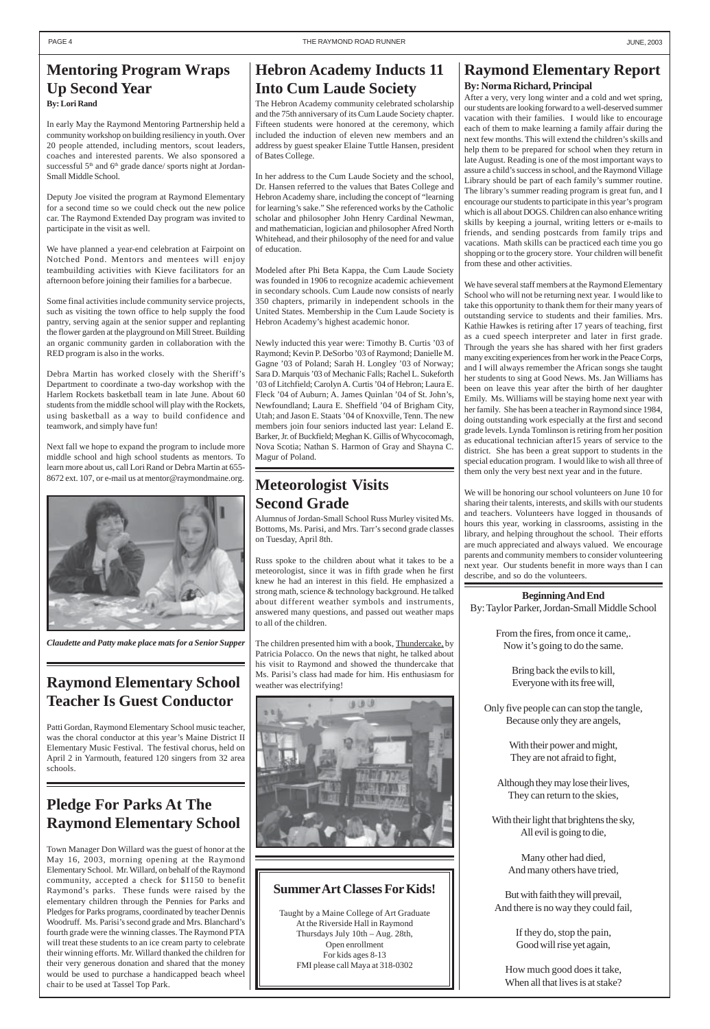## Mentoring Program Wraps Up Second Year

**By: Lori Rand**

In early May the Raymond Mentoring Partnership held a community workshop on building resiliency in youth. Over 20 people attended, including mentors, scout leaders, coaches and interested parents. We also sponsored a successful 5th and 6th grade dance/ sports night at Jordan-Small Middle School.

Deputy Joe visited the program at Raymond Elementary for a second time so we could check out the new police car. The Raymond Extended Day program was invited to participate in the visit as well.

We have planned a year-end celebration at Fairpoint on Notched Pond. Mentors and mentees will enjoy teambuilding activities with Kieve facilitators for an afternoon before joining their families for a barbecue.

Some final activities include community service projects, such as visiting the town office to help supply the food pantry, serving again at the senior supper and replanting the flower garden at the playground on Mill Street. Building an organic community garden in collaboration with the RED program is also in the works.

Debra Martin has worked closely with the Sheriff's Department to coordinate a two-day workshop with the Harlem Rockets basketball team in late June. About 60 students from the middle school will play with the Rockets, using basketball as a way to build confidence and teamwork, and simply have fun!

Next fall we hope to expand the program to include more middle school and high school students as mentors. To learn more about us, call Lori Rand or Debra Martin at 655-8672 ext. 107, or e-mail us at mentor@raymondmaine.org.

*Claudette and Patty make place mats for a Senior Supper*

## Raymond Elementary School Teacher Is Guest Conductor

Patti Gordan, Raymond Elementary School music teacher, was the choral conductor at this year's Maine District II Elementary Music Festival. The festival chorus, held on April 2 in Yarmouth, featured 120 singers from 32 area schools.

## Pledge For Parks At The Raymond Elementary School

Town Manager Don Willard was the guest of honor at the May 16, 2003, morning opening at the Raymond Elementary School. Mr. Willard, on behalf of the Raymond community, accepted a check for $1150 to benefit Raymond's parks. These funds were raised by the elementary children through the Pennies for Parks and Pledges for Parks programs, coordinated by teacher Dennis Woodruff. Ms. Parisi's second grade and Mrs. Blanchard's fourth grade were the winning classes. The Raymond PTA will treat these students to an ice cream party to celebrate their winning efforts. Mr. Willard thanked the children for their very generous donation and shared that the money would be used to purchase a handicapped beach wheel chair to be used at Tassel Top Park.

## Hebron Academy Inducts 11 Into Cum Laude Society

The Hebron Academy community celebrated scholarship and the 75th anniversary of its Cum Laude Society chapter. Fifteen students were honored at the ceremony, which included the induction of eleven new members and an address by guest speaker Elaine Tuttle Hansen, president of Bates College.

In her address to the Cum Laude Society and the school, Dr. Hansen referred to the values that Bates College and Hebron Academy share, including the concept of "learning for learning's sake." She referenced works by the Catholic scholar and philosopher John Henry Cardinal Newman, and mathematician, logician and philosopher Afred North Whitehead, and their philosophy of the need for and value of education.

Modeled after Phi Beta Kappa, the Cum Laude Society was founded in 1906 to recognize academic achievement in secondary schools. Cum Laude now consists of nearly 350 chapters, primarily in independent schools in the United States. Membership in the Cum Laude Society is Hebron Academy's highest academic honor.

Newly inducted this year were: Timothy B. Curtis '03 of Raymond; Kevin P. DeSorbo '03 of Raymond; Danielle M. Gagne '03 of Poland; Sarah H. Longley '03 of Norway; Sara D. Marquis '03 of Mechanic Falls; Rachel L. Sukeforth '03 of Litchfield; Carolyn A. Curtis '04 of Hebron; Laura E. Fleck '04 of Auburn; A. James Quinlan '04 of St. John's, Newfoundland; Laura E. Sheffield '04 of Brigham City, Utah; and Jason E. Staats '04 of Knoxville, Tenn. The new members join four seniors inducted last year: Leland E. Barker, Jr. of Buckfield; Meghan K. Gillis of Whycocomagh, Nova Scotia; Nathan S. Harmon of Gray and Shayna C. Magur of Poland.

## Meteorologist Visits Second Grade

Alumnus of Jordan-Small School Russ Murley visited Ms. Bottoms, Ms. Parisi, and Mrs. Tarr's second grade classes on Tuesday, April 8th.

Russ spoke to the children about what it takes to be a meteorologist, since it was in fifth grade when he first knew he had an interest in this field. He emphasized a strong math, science & technology background. He talked about different weather symbols and instruments, answered many questions, and passed out weather maps to all of the children.

The children presented him with a book, Thundercake, by Patricia Polacco. On the news that night, he talked about his visit to Raymond and showed the thundercake that Ms. Parisi's class had made for him. His enthusiasm for weather was electrifying!

### Summer Art Classes For Kids!

Taught by a Maine College of Art Graduate
At the Riverside Hall in Raymond
Thursdays July 10th – Aug. 28th,
Open enrollment
For kids ages 8-13
FMI please call Maya at 318-0302

## Raymond Elementary Report

**By: Norma Richard, Principal**

After a very, very long winter and a cold and wet spring, our students are looking forward to a well-deserved summer vacation with their families. I would like to encourage each of them to make learning a family affair during the next few months. This will extend the children's skills and help them to be prepared for school when they return in late August. Reading is one of the most important ways to assure a child's success in school, and the Raymond Village Library should be part of each family's summer routine. The library's summer reading program is great fun, and I encourage our students to participate in this year's program which is all about DOGS. Children can also enhance writing skills by keeping a journal, writing letters or e-mails to friends, and sending postcards from family trips and vacations. Math skills can be practiced each time you go shopping or to the grocery store. Your children will benefit from these and other activities.

We have several staff members at the Raymond Elementary School who will not be returning next year. I would like to take this opportunity to thank them for their many years of outstanding service to students and their families. Mrs. Kathie Hawkes is retiring after 17 years of teaching, first as a cued speech interpreter and later in first grade. Through the years she has shared with her first graders many exciting experiences from her work in the Peace Corps, and I will always remember the African songs she taught her students to sing at Good News. Ms. Jan Williams has been on leave this year after the birth of her daughter Emily. Ms. Williams will be staying home next year with her family. She has been a teacher in Raymond since 1984, doing outstanding work especially at the first and second grade levels. Lynda Tomlinson is retiring from her position as educational technician after15 years of service to the district. She has been a great support to students in the special education program. I would like to wish all three of them only the very best next year and in the future.

We will be honoring our school volunteers on June 10 for sharing their talents, interests, and skills with our students and teachers. Volunteers have logged in thousands of hours this year, working in classrooms, assisting in the library, and helping throughout the school. Their efforts are much appreciated and always valued. We encourage parents and community members to consider volunteering next year. Our students benefit in more ways than I can describe, and so do the volunteers.

**Beginning And End**

By: Taylor Parker, Jordan-Small Middle School

From the fires, from once it came,.
Now it's going to do the same.

Bring back the evils to kill,
Everyone with its free will,

Only five people can can stop the tangle,
Because only they are angels,

With their power and might,
They are not afraid to fight,

Although they may lose their lives,
They can return to the skies,

With their light that brightens the sky,
All evil is going to die,

Many other had died,
And many others have tried,

But with faith they will prevail,
And there is no way they could fail,

If they do, stop the pain,
Good will rise yet again,

How much good does it take,
When all that lives is at stake?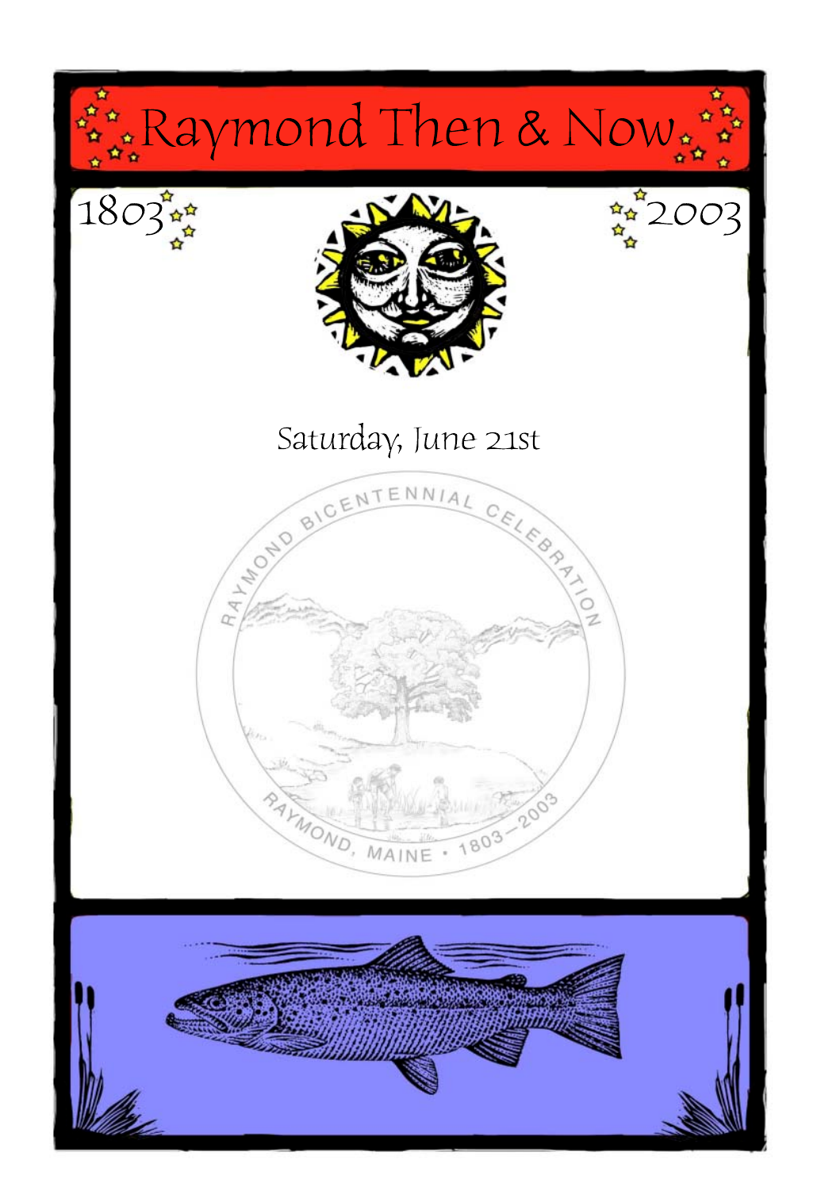# Raymond Then & Now

1803 2003

Saturday, June 21st

RAYMOND BICENTENNIAL CELEBRATION

RAYMOND, MAINE • 1803–2003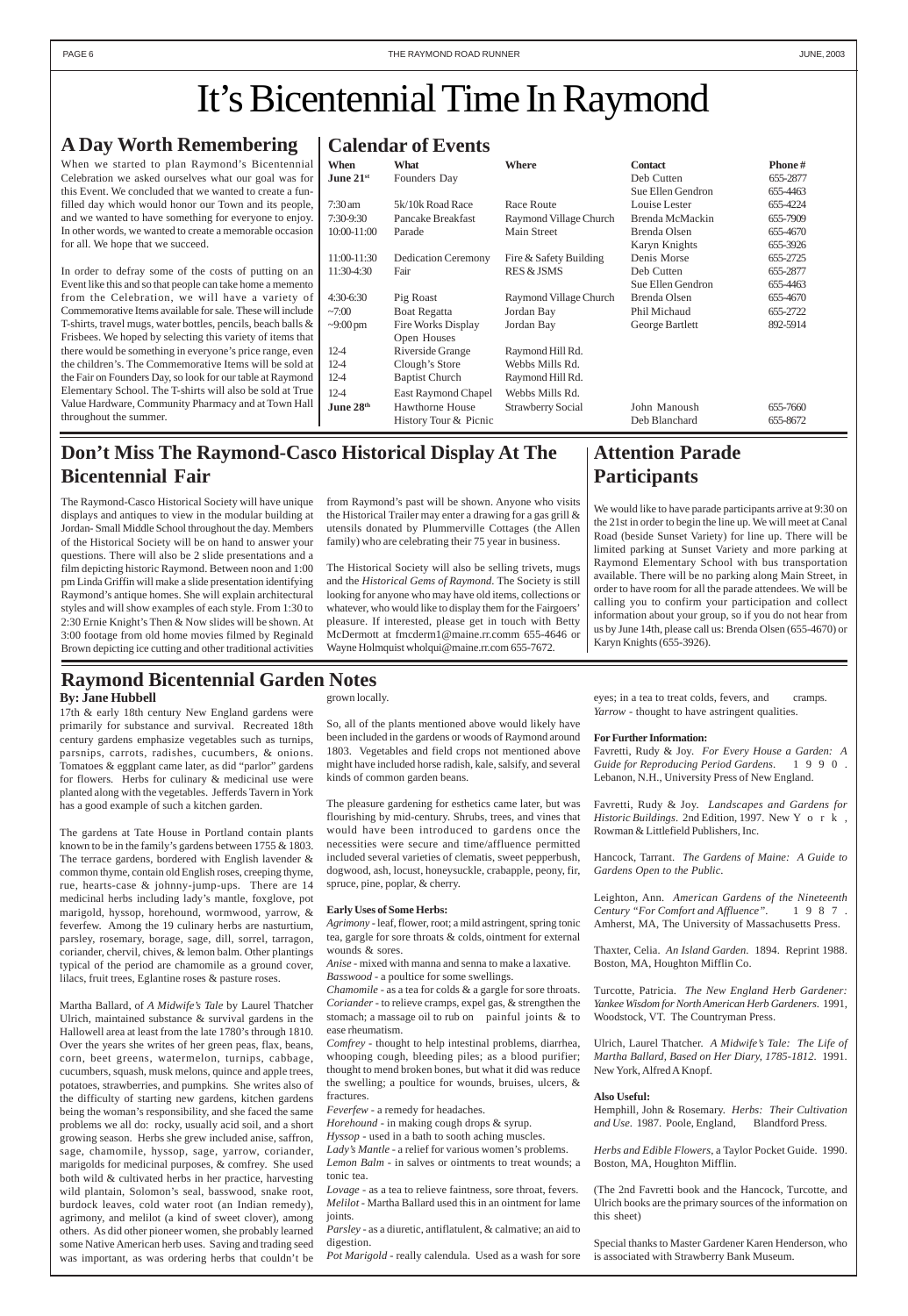# It's Bicentennial Time In Raymond

## A Day Worth Remembering

When we started to plan Raymond's Bicentennial Celebration we asked ourselves what our goal was for this Event. We concluded that we wanted to create a fun-filled day which would honor our Town and its people, and we wanted to have something for everyone to enjoy. In other words, we wanted to create a memorable occasion for all. We hope that we succeed.

In order to defray some of the costs of putting on an Event like this and so that people can take home a memento from the Celebration, we will have a variety of Commemorative Items available for sale. These will include T-shirts, travel mugs, water bottles, pencils, beach balls & Frisbees. We hoped by selecting this variety of items that there would be something in everyone's price range, even the children's. The Commemorative Items will be sold at the Fair on Founders Day, so look for our table at Raymond Elementary School. The T-shirts will also be sold at True Value Hardware, Community Pharmacy and at Town Hall throughout the summer.

## Calendar of Events

| When | What | Where | Contact | Phone # |
|---|---|---|---|---|
| **June 21st** | Founders Day | | Deb Cutten | 655-2877 |
| | | | Sue Ellen Gendron | 655-4463 |
| 7:30 am | 5k/10k Road Race | Race Route | Louise Lester | 655-4224 |
| 7:30-9:30 | Pancake Breakfast | Raymond Village Church | Brenda McMackin | 655-7909 |
| 10:00-11:00 | Parade | Main Street | Brenda Olsen | 655-4670 |
| | | | Karyn Knights | 655-3926 |
| 11:00-11:30 | Dedication Ceremony | Fire & Safety Building | Denis Morse | 655-2725 |
| 11:30-4:30 | Fair | RES & JSMS | Deb Cutten | 655-2877 |
| | | | Sue Ellen Gendron | 655-4463 |
| 4:30-6:30 | Pig Roast | Raymond Village Church | Brenda Olsen | 655-4670 |
| ~7:00 | Boat Regatta | Jordan Bay | Phil Michaud | 655-2722 |
| ~9:00 pm | Fire Works Display | Jordan Bay | George Bartlett | 892-5914 |
| | Open Houses | | | |
| 12-4 | Riverside Grange | Raymond Hill Rd. | | |
| 12-4 | Clough's Store | Webbs Mills Rd. | | |
| 12-4 | Baptist Church | Raymond Hill Rd. | | |
| 12-4 | East Raymond Chapel | Webbs Mills Rd. | | |
| **June 28th** | Hawthorne House | Strawberry Social | John Manoush | 655-7660 |
| | History Tour & Picnic | | Deb Blanchard | 655-8672 |

## Don't Miss The Raymond-Casco Historical Display At The Bicentennial Fair

The Raymond-Casco Historical Society will have unique displays and antiques to view in the modular building at Jordan- Small Middle School throughout the day. Members of the Historical Society will be on hand to answer your questions. There will also be 2 slide presentations and a film depicting historic Raymond. Between noon and 1:00 pm Linda Griffin will make a slide presentation identifying Raymond's antique homes. She will explain architectural styles and will show examples of each style. From 1:30 to 2:30 Ernie Knight's Then & Now slides will be shown. At 3:00 footage from old home movies filmed by Reginald Brown depicting ice cutting and other traditional activities from Raymond's past will be shown. Anyone who visits the Historical Trailer may enter a drawing for a gas grill & utensils donated by Plummerville Cottages (the Allen family) who are celebrating their 75 year in business.

The Historical Society will also be selling trivets, mugs and the *Historical Gems of Raymond*. The Society is still looking for anyone who may have old items, collections or whatever, who would like to display them for the Fairgoers' pleasure. If interested, please get in touch with Betty McDermott at fmcderm1@maine.rr.comm 655-4646 or Wayne Holmquist wholqui@maine.rr.com 655-7672.

## Attention Parade Participants

We would like to have parade participants arrive at 9:30 on the 21st in order to begin the line up. We will meet at Canal Road (beside Sunset Variety) for line up. There will be limited parking at Sunset Variety and more parking at Raymond Elementary School with bus transportation available. There will be no parking along Main Street, in order to have room for all the parade attendees. We will be calling you to confirm your participation and collect information about your group, so if you do not hear from us by June 14th, please call us: Brenda Olsen (655-4670) or Karyn Knights (655-3926).

## Raymond Bicentennial Garden Notes

**By: Jane Hubbell**

17th & early 18th century New England gardens were primarily for substance and survival. Recreated 18th century gardens emphasize vegetables such as turnips, parsnips, carrots, radishes, cucumbers, & onions. Tomatoes & eggplant came later, as did "parlor" gardens for flowers. Herbs for culinary & medicinal use were planted along with the vegetables. Jefferds Tavern in York has a good example of such a kitchen garden.

The gardens at Tate House in Portland contain plants known to be in the family's gardens between 1755 & 1803. The terrace gardens, bordered with English lavender & common thyme, contain old English roses, creeping thyme, rue, hearts-case & johnny-jump-ups. There are 14 medicinal herbs including lady's mantle, foxglove, pot marigold, hyssop, horehound, wormwood, yarrow, & feverfew. Among the 19 culinary herbs are nasturtium, parsley, rosemary, borage, sage, dill, sorrel, tarragon, coriander, chervil, chives, & lemon balm. Other plantings typical of the period are chamomile as a ground cover, lilacs, fruit trees, Eglantine roses & pasture roses.

Martha Ballard, of *A Midwife's Tale* by Laurel Thatcher Ulrich, maintained substance & survival gardens in the Hallowell area at least from the late 1780's through 1810. Over the years she writes of her green peas, flax, beans, corn, beet greens, watermelon, turnips, cabbage, cucumbers, squash, musk melons, quince and apple trees, potatoes, strawberries, and pumpkins. She writes also of the difficulty of starting new gardens, kitchen gardens being the woman's responsibility, and she faced the same problems we all do: rocky, usually acid soil, and a short growing season. Herbs she grew included anise, saffron, sage, chamomile, hyssop, sage, yarrow, coriander, marigolds for medicinal purposes, & comfrey. She used both wild & cultivated herbs in her practice, harvesting wild plantain, Solomon's seal, basswood, snake root, burdock leaves, cold water root (an Indian remedy), agrimony, and melilot (a kind of sweet clover), among others. As did other pioneer women, she probably learned some Native American herb uses. Saving and trading seed was important, as was ordering herbs that couldn't be grown locally.

So, all of the plants mentioned above would likely have been included in the gardens or woods of Raymond around 1803. Vegetables and field crops not mentioned above might have included horse radish, kale, salsify, and several kinds of common garden beans.

The pleasure gardening for esthetics came later, but was flourishing by mid-century. Shrubs, trees, and vines that would have been introduced to gardens once the necessities were secure and time/affluence permitted included several varieties of clematis, sweet pepperbush, dogwood, ash, locust, honeysuckle, crabapple, peony, fir, spruce, pine, poplar, & cherry.

**Early Uses of Some Herbs:**

*Agrimony* - leaf, flower, root; a mild astringent, spring tonic tea, gargle for sore throats & colds, ointment for external wounds & sores.
*Anise* - mixed with manna and senna to make a laxative.
*Basswood* - a poultice for some swellings.
*Chamomile* - as a tea for colds & a gargle for sore throats.
*Coriander* - to relieve cramps, expel gas, & strengthen the stomach; a massage oil to rub on painful joints & to ease rheumatism.
*Comfrey* - thought to help intestinal problems, diarrhea, whooping cough, bleeding piles; as a blood purifier; thought to mend broken bones, but what it did was reduce the swelling; a poultice for wounds, bruises, ulcers, & fractures.
*Feverfew* - a remedy for headaches.
*Horehound* - in making cough drops & syrup.
*Hyssop* - used in a bath to sooth aching muscles.
*Lady's Mantle* - a relief for various women's problems.
*Lemon Balm* - in salves or ointments to treat wounds; a tonic tea.
*Lovage* - as a tea to relieve faintness, sore throat, fevers.
*Melilot* - Martha Ballard used this in an ointment for lame joints.
*Parsley* - as a diuretic, antiflatulent, & calmative; an aid to digestion.
*Pot Marigold* - really calendula. Used as a wash for sore eyes; in a tea to treat colds, fevers, and cramps.
*Yarrow* - thought to have astringent qualities.

**For Further Information:**

Favretti, Rudy & Joy. *For Every House a Garden: A Guide for Reproducing Period Gardens*. 1990. Lebanon, N.H., University Press of New England.

Favretti, Rudy & Joy. *Landscapes and Gardens for Historic Buildings*. 2nd Edition, 1997. New York, Rowman & Littlefield Publishers, Inc.

Hancock, Tarrant. *The Gardens of Maine: A Guide to Gardens Open to the Public.*

Leighton, Ann. *American Gardens of the Nineteenth Century "For Comfort and Affluence"*. 1987. Amherst, MA, The University of Massachusetts Press.

Thaxter, Celia. *An Island Garden*. 1894. Reprint 1988. Boston, MA, Houghton Mifflin Co.

Turcotte, Patricia. *The New England Herb Gardener: Yankee Wisdom for North American Herb Gardeners*. 1991, Woodstock, VT. The Countryman Press.

Ulrich, Laurel Thatcher. *A Midwife's Tale: The Life of Martha Ballard, Based on Her Diary, 1785-1812*. 1991. New York, Alfred A Knopf.

**Also Useful:**

Hemphill, John & Rosemary. *Herbs: Their Cultivation and Use*. 1987. Poole, England, Blandford Press.

*Herbs and Edible Flowers*, a Taylor Pocket Guide. 1990. Boston, MA, Houghton Mifflin.

(The 2nd Favretti book and the Hancock, Turcotte, and Ulrich books are the primary sources of the information on this sheet)

Special thanks to Master Gardener Karen Henderson, who is associated with Strawberry Bank Museum.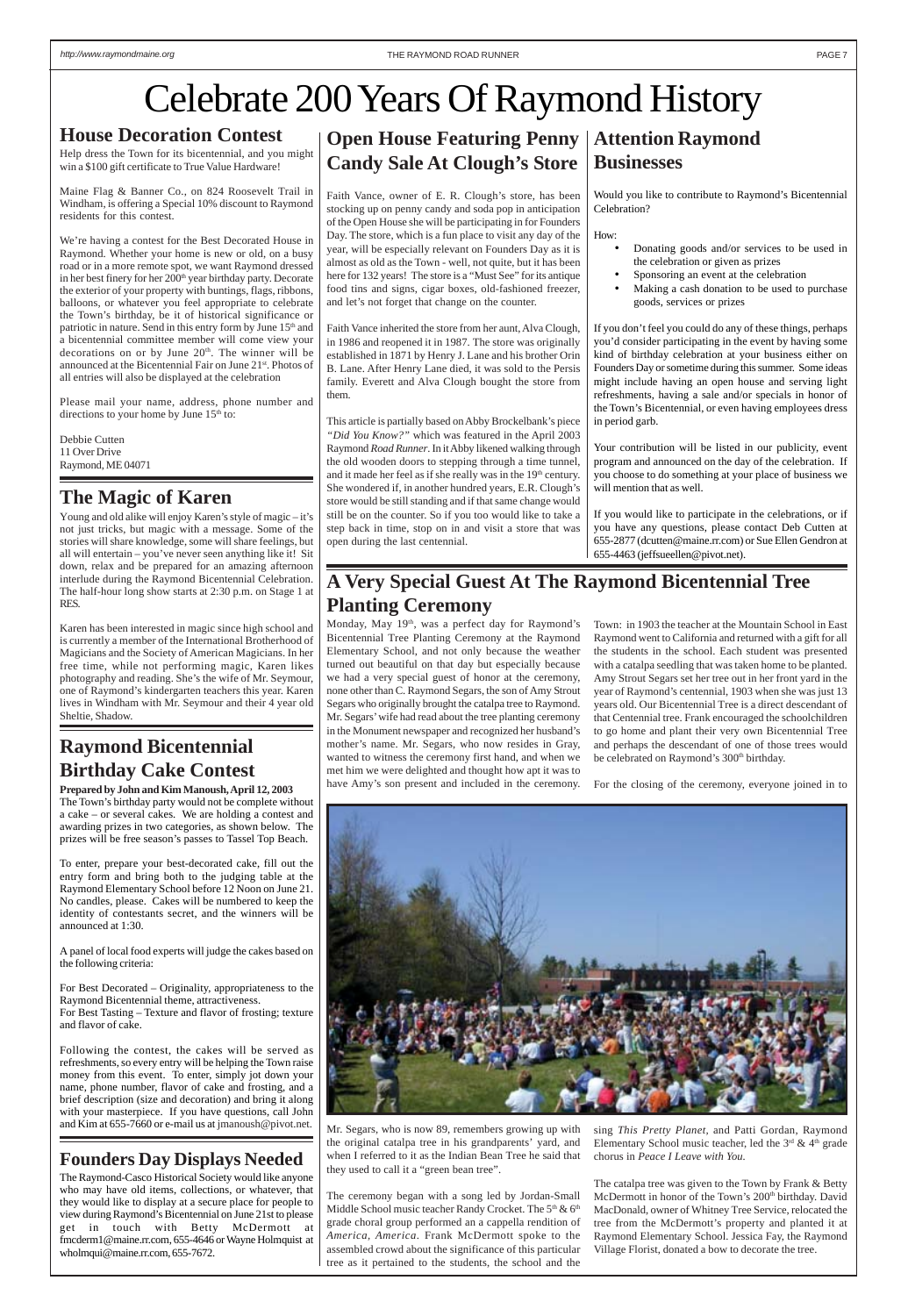# Celebrate 200 Years Of Raymond History

## House Decoration Contest

Help dress the Town for its bicentennial, and you might win a $100 gift certificate to True Value Hardware!

Maine Flag & Banner Co., on 824 Roosevelt Trail in Windham, is offering a Special 10% discount to Raymond residents for this contest.

We're having a contest for the Best Decorated House in Raymond. Whether your home is new or old, on a busy road or in a more remote spot, we want Raymond dressed in her best finery for her 200th year birthday party. Decorate the exterior of your property with buntings, flags, ribbons, balloons, or whatever you feel appropriate to celebrate the Town's birthday, be it of historical significance or patriotic in nature. Send in this entry form by June 15th and a bicentennial committee member will come view your decorations on or by June 20th. The winner will be announced at the Bicentennial Fair on June 21st. Photos of all entries will also be displayed at the celebration

Please mail your name, address, phone number and directions to your home by June 15th to:

Debbie Cutten
11 Over Drive
Raymond, ME 04071

## The Magic of Karen

Young and old alike will enjoy Karen's style of magic – it's not just tricks, but magic with a message. Some of the stories will share knowledge, some will share feelings, but all will entertain – you've never seen anything like it! Sit down, relax and be prepared for an amazing afternoon interlude during the Raymond Bicentennial Celebration. The half-hour long show starts at 2:30 p.m. on Stage 1 at RES.

Karen has been interested in magic since high school and is currently a member of the International Brotherhood of Magicians and the Society of American Magicians. In her free time, while not performing magic, Karen likes photography and reading. She's the wife of Mr. Seymour, one of Raymond's kindergarten teachers this year. Karen lives in Windham with Mr. Seymour and their 4 year old Sheltie, Shadow.

## Raymond Bicentennial Birthday Cake Contest

**Prepared by John and Kim Manoush, April 12, 2003**

The Town's birthday party would not be complete without a cake – or several cakes. We are holding a contest and awarding prizes in two categories, as shown below. The prizes will be free season's passes to Tassel Top Beach.

To enter, prepare your best-decorated cake, fill out the entry form and bring both to the judging table at the Raymond Elementary School before 12 Noon on June 21. No candles, please. Cakes will be numbered to keep the identity of contestants secret, and the winners will be announced at 1:30.

A panel of local food experts will judge the cakes based on the following criteria:

For Best Decorated – Originality, appropriateness to the Raymond Bicentennial theme, attractiveness.
For Best Tasting – Texture and flavor of frosting; texture and flavor of cake.

Following the contest, the cakes will be served as refreshments, so every entry will be helping the Town raise money from this event. To enter, simply jot down your name, phone number, flavor of cake and frosting, and a brief description (size and decoration) and bring it along with your masterpiece. If you have questions, call John and Kim at 655-7660 or e-mail us at jmanoush@pivot.net.

## Founders Day Displays Needed

The Raymond-Casco Historical Society would like anyone who may have old items, collections, or whatever, that they would like to display at a secure place for people to view during Raymond's Bicentennial on June 21st to please get in touch with Betty McDermott at fmcderm1@maine.rr.com, 655-4646 or Wayne Holmquist at wholmqui@maine.rr.com, 655-7672.

## Open House Featuring Penny Candy Sale At Clough's Store

Faith Vance, owner of E. R. Clough's store, has been stocking up on penny candy and soda pop in anticipation of the Open House she will be participating in for Founders Day. The store, which is a fun place to visit any day of the year, will be especially relevant on Founders Day as it is almost as old as the Town - well, not quite, but it has been here for 132 years! The store is a "Must See" for its antique food tins and signs, cigar boxes, old-fashioned freezer, and let's not forget that change on the counter.

Faith Vance inherited the store from her aunt, Alva Clough, in 1986 and reopened it in 1987. The store was originally established in 1871 by Henry J. Lane and his brother Orin B. Lane. After Henry Lane died, it was sold to the Persis family. Everett and Alva Clough bought the store from them.

This article is partially based on Abby Brockelbank's piece *"Did You Know?"* which was featured in the April 2003 Raymond *Road Runner*. In it Abby likened walking through the old wooden doors to stepping through a time tunnel, and it made her feel as if she really was in the 19th century. She wondered if, in another hundred years, E.R. Clough's store would be still standing and if that same change would still be on the counter. So if you too would like to take a step back in time, stop on in and visit a store that was open during the last centennial.

## Attention Raymond Businesses

Would you like to contribute to Raymond's Bicentennial Celebration?

How:

- Donating goods and/or services to be used in the celebration or given as prizes
- Sponsoring an event at the celebration
- Making a cash donation to be used to purchase goods, services or prizes

If you don't feel you could do any of these things, perhaps you'd consider participating in the event by having some kind of birthday celebration at your business either on Founders Day or sometime during this summer. Some ideas might include having an open house and serving light refreshments, having a sale and/or specials in honor of the Town's Bicentennial, or even having employees dress in period garb.

Your contribution will be listed in our publicity, event program and announced on the day of the celebration. If you choose to do something at your place of business we will mention that as well.

If you would like to participate in the celebrations, or if you have any questions, please contact Deb Cutten at 655-2877 (dcutten@maine.rr.com) or Sue Ellen Gendron at 655-4463 (jeffsueellen@pivot.net).

## A Very Special Guest At The Raymond Bicentennial Tree Planting Ceremony

Monday, May 19th, was a perfect day for Raymond's Bicentennial Tree Planting Ceremony at the Raymond Elementary School, and not only because the weather turned out beautiful on that day but especially because we had a very special guest of honor at the ceremony, none other than C. Raymond Segars, the son of Amy Strout Segars who originally brought the catalpa tree to Raymond. Mr. Segars' wife had read about the tree planting ceremony in the Monument newspaper and recognized her husband's mother's name. Mr. Segars, who now resides in Gray, wanted to witness the ceremony first hand, and when we met him we were delighted and thought how apt it was to have Amy's son present and included in the ceremony.

Mr. Segars, who is now 89, remembers growing up with the original catalpa tree in his grandparents' yard, and when I referred to it as the Indian Bean Tree he said that they used to call it a "green bean tree".

The ceremony began with a song led by Jordan-Small Middle School music teacher Randy Crocket. The 5th & 6th grade choral group performed an a cappella rendition of *America, America*. Frank McDermott spoke to the assembled crowd about the significance of this particular tree as it pertained to the students, the school and the Town: in 1903 the teacher at the Mountain School in East Raymond went to California and returned with a gift for all the students in the school. Each student was presented with a catalpa seedling that was taken home to be planted. Amy Strout Segars set her tree out in her front yard in the year of Raymond's centennial, 1903 when she was just 13 years old. Our Bicentennial Tree is a direct descendant of that Centennial tree. Frank encouraged the schoolchildren to go home and plant their very own Bicentennial Tree and perhaps the descendant of one of those trees would be celebrated on Raymond's 300th birthday.

For the closing of the ceremony, everyone joined in to sing *This Pretty Planet*, and Patti Gordan, Raymond Elementary School music teacher, led the 3rd & 4th grade chorus in *Peace I Leave with You*.

The catalpa tree was given to the Town by Frank & Betty McDermott in honor of the Town's 200th birthday. David MacDonald, owner of Whitney Tree Service, relocated the tree from the McDermott's property and planted it at Raymond Elementary School. Jessica Fay, the Raymond Village Florist, donated a bow to decorate the tree.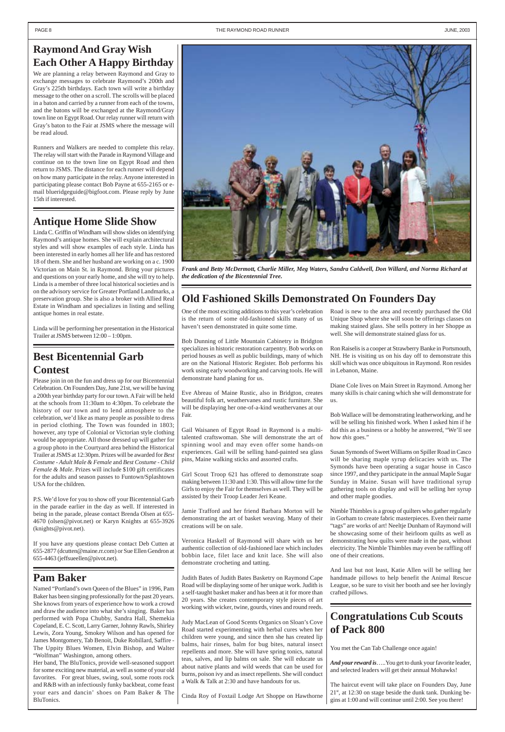## Raymond And Gray Wish Each Other A Happy Birthday

We are planning a relay between Raymond and Gray to exchange messages to celebrate Raymond's 200th and Gray's 225th birthdays. Each town will write a birthday message to the other on a scroll. The scrolls will be placed in a baton and carried by a runner from each of the towns, and the batons will be exchanged at the Raymond/Gray town line on Egypt Road. Our relay runner will return with Gray's baton to the Fair at JSMS where the message will be read aloud.

Runners and Walkers are needed to complete this relay. The relay will start with the Parade in Raymond Village and continue on to the town line on Egypt Road and then return to JSMS. The distance for each runner will depend on how many participate in the relay. Anyone interested in participating please contact Bob Payne at 655-2165 or e-mail blueridgeguide@bigfoot.com. Please reply by June 15th if interested.

## Antique Home Slide Show

Linda C. Griffin of Windham will show slides on identifying Raymond's antique homes. She will explain architectural styles and will show examples of each style. Linda has been interested in early homes all her life and has restored 18 of them. She and her husband are working on a c. 1900 Victorian on Main St. in Raymond. Bring your pictures and questions on your early home, and she will try to help. Linda is a member of three local historical societies and is on the advisory service for Greater Portland Landmarks, a preservation group. She is also a broker with Allied Real Estate in Windham and specializes in listing and selling antique homes in real estate.

Linda will be performing her presentation in the Historical Trailer at JSMS between 12:00 – 1:00pm.

## Best Bicentennial Garb Contest

Please join in on the fun and dress up for our Bicentennial Celebration. On Founders Day, June 21st, we will be having a 200th year birthday party for our town. A Fair will be held at the schools from 11:30am to 4:30pm. To celebrate the history of our town and to lend atmosphere to the celebration, we'd like as many people as possible to dress in period clothing. The Town was founded in 1803; however, any type of Colonial or Victorian style clothing would be appropriate. All those dressed up will gather for a group photo in the Courtyard area behind the Historical Trailer at JSMS at 12:30pm. Prizes will be awarded for *Best Costume - Adult Male & Female* and *Best Costume - Child Female & Male*. Prizes will include $100 gift certificates for the adults and season passes to Funtown/Splashtown USA for the children.

P.S. We'd love for you to show off your Bicentennial Garb in the parade earlier in the day as well. If interested in being in the parade, please contact Brenda Olsen at 655-4670 (olsen@pivot.net) or Karyn Knights at 655-3926 (knights@pivot.net).

If you have any questions please contact Deb Cutten at 655-2877 (dcutten@maine.rr.com) or Sue Ellen Gendron at 655-4463 (jeffsueellen@pivot.net).

## Pam Baker

Named "Portland's own Queen of the Blues" in 1996, Pam Baker has been singing professionally for the past 20 years. She knows from years of experience how to work a crowd and draw the audience into what she's singing. Baker has performed with Popa Chubby, Sandra Hall, Shemekia Copeland, E. C. Scott, Larry Garner, Johnny Rawls, Shirley Lewis, Zora Young, Smokey Wilson and has opened for James Montgomery, Tab Benoit, Duke Robillard, Saffire - The Uppity Blues Women, Elvin Bishop, and Walter "Wolfman" Washington, among others.

Her band, The BluTonics, provide well-seasoned support for some exciting new material, as well as some of your old favorites. For great blues, swing, soul, some roots rock and R&B with an infectiously funky backbeat, come feast your ears and dancin' shoes on Pam Baker & The BluTonics.

***Frank and Betty McDermott, Charlie Miller, Meg Waters, Sandra Caldwell, Don Willard, and Norma Richard at the dedication of the Bicentennial Tree.***

## Old Fashioned Skills Demonstrated On Founders Day

One of the most exciting additions to this year's celebration is the return of some old-fashioned skills many of us haven't seen demonstrated in quite some time.

Bob Dunning of Little Mountain Cabinetry in Bridgton specializes in historic restoration carpentry. Bob works on period houses as well as public buildings, many of which are on the National Historic Register. Bob performs his work using early woodworking and carving tools. He will demonstrate hand planing for us.

Eve Abreau of Maine Rustic, also in Bridgton, creates beautiful folk art, weathervanes and rustic furniture. She will be displaying her one-of-a-kind weathervanes at our Fair.

Gail Waisanen of Egypt Road in Raymond is a multi-talented craftswoman. She will demonstrate the art of spinning wool and may even offer some hands-on experiences. Gail will be selling hand-painted sea glass pins, Maine walking sticks and assorted crafts.

Girl Scout Troop 621 has offered to demonstrate soap making between 11:30 and 1:30. This will allow time for the Girls to enjoy the Fair for themselves as well. They will be assisted by their Troop Leader Jeri Keane.

Jamie Trafford and her friend Barbara Morton will be demonstrating the art of basket weaving. Many of their creations will be on sale.

Veronica Haskell of Raymond will share with us her authentic collection of old-fashioned lace which includes bobbin lace, filet lace and knit lace. She will also demonstrate crocheting and tatting.

Judith Bates of Judith Bates Basketry on Raymond Cape Road will be displaying some of her unique work. Judith is a self-taught basket maker and has been at it for more than 20 years. She creates contemporary style pieces of art working with wicker, twine, gourds, vines and round reeds.

Judy MacLean of Good Scents Organics on Sloan's Cove Road started experimenting with herbal cures when her children were young, and since then she has created lip balms, hair rinses, balm for bug bites, natural insect repellents and more. She will have spring tonics, natural teas, salves, and lip balms on sale. She will educate us about native plants and wild weeds that can be used for burns, poison ivy and as insect repellents. She will conduct a Walk & Talk at 2:30 and have handouts for us.

Cinda Roy of Foxtail Lodge Art Shoppe on Hawthorne Road is new to the area and recently purchased the Old Unique Shop where she will soon be offerings classes on making stained glass. She sells pottery in her Shoppe as well. She will demonstrate stained glass for us.

Ron Raiselis is a cooper at Strawberry Banke in Portsmouth, NH. He is visiting us on his day off to demonstrate this skill which was once ubiquitous in Raymond. Ron resides in Lebanon, Maine.

Diane Cole lives on Main Street in Raymond. Among her many skills is chair caning which she will demonstrate for us.

Bob Wallace will be demonstrating leatherworking, and he will be selling his finished work. When I asked him if he did this as a business or a hobby he answered, "We'll see how *this* goes."

Susan Symonds of Sweet Williams on Spiller Road in Casco will be sharing maple syrup delicacies with us. The Symonds have been operating a sugar house in Casco since 1997, and they participate in the annual Maple Sugar Sunday in Maine. Susan will have traditional syrup gathering tools on display and will be selling her syrup and other maple goodies.

Nimble Thimbles is a group of quilters who gather regularly in Gorham to create fabric masterpieces. Even their name "tags" are works of art! Neeltje Dunham of Raymond will be showcasing some of their heirloom quilts as well as demonstrating how quilts were made in the past, without electricity. The Nimble Thimbles may even be raffling off one of their creations.

And last but not least, Katie Allen will be selling her handmade pillows to help benefit the Animal Rescue League, so be sure to visit her booth and see her lovingly crafted pillows.

## Congratulations Cub Scouts of Pack 800

You met the Can Tab Challenge once again!

***And your reward is*****…..**You get to dunk your favorite leader, and selected leaders will get their annual Mohawks!

The haircut event will take place on Founders Day, June 21st, at 12:30 on stage beside the dunk tank. Dunking begins at 1:00 and will continue until 2:00. See you there!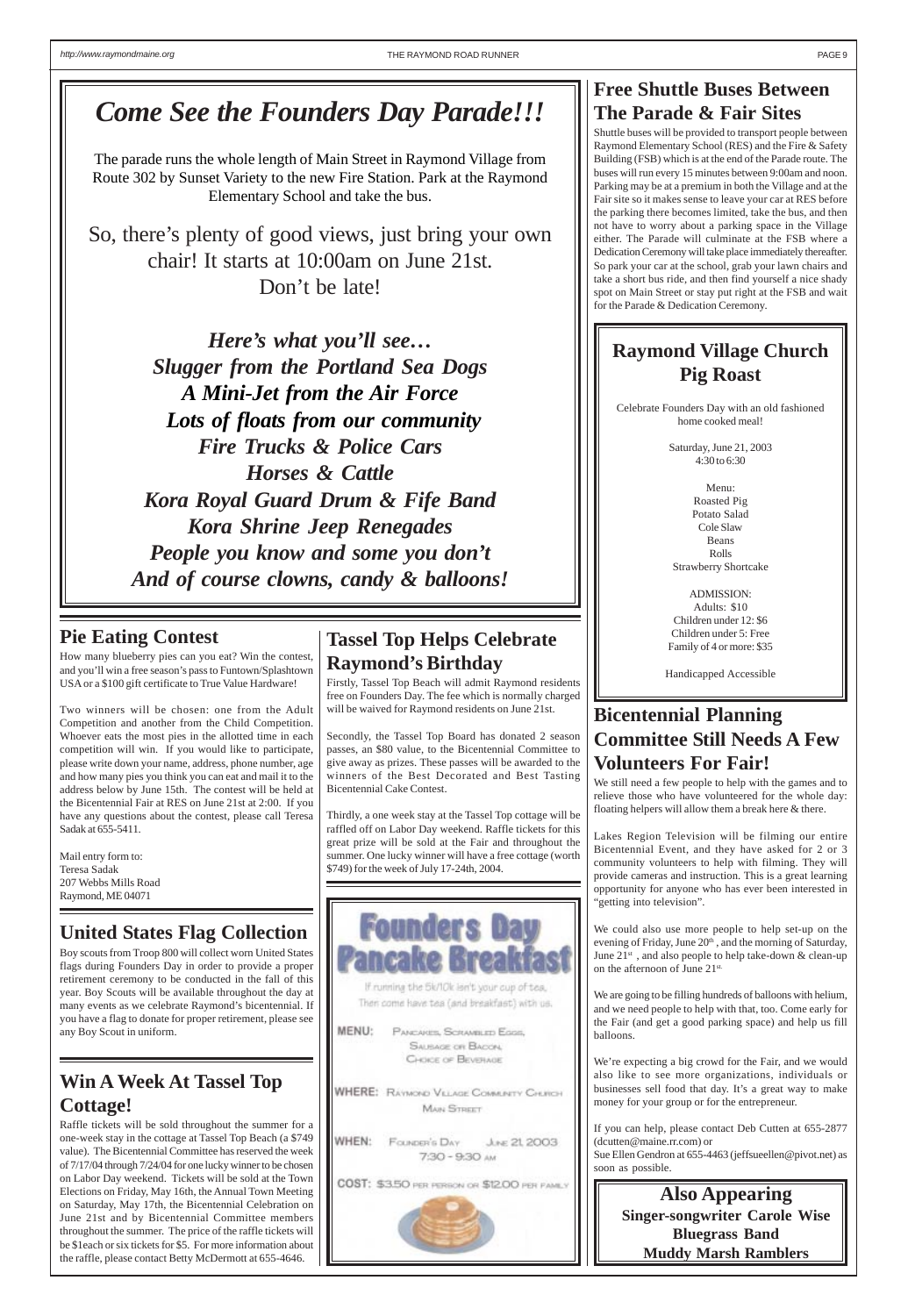# Come See the Founders Day Parade!!!

The parade runs the whole length of Main Street in Raymond Village from Route 302 by Sunset Variety to the new Fire Station. Park at the Raymond Elementary School and take the bus.

So, there's plenty of good views, just bring your own chair! It starts at 10:00am on June 21st. Don't be late!

***Here's what you'll see…***
***Slugger from the Portland Sea Dogs***
***A Mini-Jet from the Air Force***
***Lots of floats from our community***
***Fire Trucks & Police Cars***
***Horses & Cattle***
***Kora Royal Guard Drum & Fife Band***
***Kora Shrine Jeep Renegades***
***People you know and some you don't***
***And of course clowns, candy & balloons!***

## Free Shuttle Buses Between The Parade & Fair Sites

Shuttle buses will be provided to transport people between Raymond Elementary School (RES) and the Fire & Safety Building (FSB) which is at the end of the Parade route. The buses will run every 15 minutes between 9:00am and noon. Parking may be at a premium in both the Village and at the Fair site so it makes sense to leave your car at RES before the parking there becomes limited, take the bus, and then not have to worry about a parking space in the Village either. The Parade will culminate at the FSB where a Dedication Ceremony will take place immediately thereafter. So park your car at the school, grab your lawn chairs and take a short bus ride, and then find yourself a nice shady spot on Main Street or stay put right at the FSB and wait for the Parade & Dedication Ceremony.

## Raymond Village Church Pig Roast

Celebrate Founders Day with an old fashioned home cooked meal!

Saturday, June 21, 2003
4:30 to 6:30

Menu:
Roasted Pig
Potato Salad
Cole Slaw
Beans
Rolls
Strawberry Shortcake

ADMISSION:
Adults: $10
Children under 12: $6
Children under 5: Free
Family of 4 or more: $35

Handicapped Accessible

## Pie Eating Contest

How many blueberry pies can you eat? Win the contest, and you'll win a free season's pass to Funtown/Splashtown USA or a $100 gift certificate to True Value Hardware!

Two winners will be chosen: one from the Adult Competition and another from the Child Competition. Whoever eats the most pies in the allotted time in each competition will win. If you would like to participate, please write down your name, address, phone number, age and how many pies you think you can eat and mail it to the address below by June 15th. The contest will be held at the Bicentennial Fair at RES on June 21st at 2:00. If you have any questions about the contest, please call Teresa Sadak at 655-5411.

Mail entry form to:
Teresa Sadak
207 Webbs Mills Road
Raymond, ME 04071

## Tassel Top Helps Celebrate Raymond's Birthday

Firstly, Tassel Top Beach will admit Raymond residents free on Founders Day. The fee which is normally charged will be waived for Raymond residents on June 21st.

Secondly, the Tassel Top Board has donated 2 season passes, an $80 value, to the Bicentennial Committee to give away as prizes. These passes will be awarded to the winners of the Best Decorated and Best Tasting Bicentennial Cake Contest.

Thirdly, a one week stay at the Tassel Top cottage will be raffled off on Labor Day weekend. Raffle tickets for this great prize will be sold at the Fair and throughout the summer. One lucky winner will have a free cottage (worth $749) for the week of July 17-24th, 2004.

## Bicentennial Planning Committee Still Needs A Few Volunteers For Fair!

We still need a few people to help with the games and to relieve those who have volunteered for the whole day: floating helpers will allow them a break here & there.

Lakes Region Television will be filming our entire Bicentennial Event, and they have asked for 2 or 3 community volunteers to help with filming. They will provide cameras and instruction. This is a great learning opportunity for anyone who has ever been interested in "getting into television".

We could also use more people to help set-up on the evening of Friday, June 20th, and the morning of Saturday, June 21st, and also people to help take-down & clean-up on the afternoon of June 21st.

We are going to be filling hundreds of balloons with helium, and we need people to help with that, too. Come early for the Fair (and get a good parking space) and help us fill balloons.

We're expecting a big crowd for the Fair, and we would also like to see more organizations, individuals or businesses sell food that day. It's a great way to make money for your group or for the entrepreneur.

If you can help, please contact Deb Cutten at 655-2877 (dcutten@maine.rr.com) or
Sue Ellen Gendron at 655-4463 (jeffsueellen@pivot.net) as soon as possible.

## United States Flag Collection

Boy scouts from Troop 800 will collect worn United States flags during Founders Day in order to provide a proper retirement ceremony to be conducted in the fall of this year. Boy Scouts will be available throughout the day at many events as we celebrate Raymond's bicentennial. If you have a flag to donate for proper retirement, please see any Boy Scout in uniform.

## Founders Day Pancake Breakfast

If running the 5k/10k isn't your cup of tea,
Then come have tea (and breakfast) with us.

MENU: Pancakes, Scrambled Eggs, Sausage or Bacon, Choice of Beverage

WHERE: Raymond Village Community Church, Main Street

WHEN: Founder's Day June 21, 2003, 7:30 - 9:30 AM

COST: $3.50 per person or $12.00 per family

## Win A Week At Tassel Top Cottage!

Raffle tickets will be sold throughout the summer for a one-week stay in the cottage at Tassel Top Beach (a $749 value). The Bicentennial Committee has reserved the week of 7/17/04 through 7/24/04 for one lucky winner to be chosen on Labor Day weekend. Tickets will be sold at the Town Elections on Friday, May 16th, the Annual Town Meeting on Saturday, May 17th, the Bicentennial Celebration on June 21st and by Bicentennial Committee members throughout the summer. The price of the raffle tickets will be $1each or six tickets for $5. For more information about the raffle, please contact Betty McDermott at 655-4646.

## Also Appearing

**Singer-songwriter Carole Wise**
**Bluegrass Band**
**Muddy Marsh Ramblers**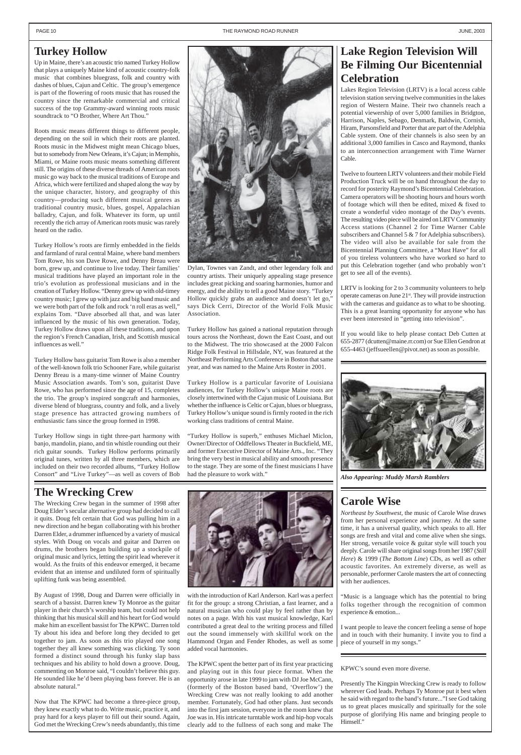## Turkey Hollow

Up in Maine, there's an acoustic trio named Turkey Hollow that plays a uniquely Maine kind of acoustic country-folk music that combines bluegrass, folk and country with dashes of blues, Cajun and Celtic. The group's emergence is part of the flowering of roots music that has roused the country since the remarkable commercial and critical success of the top Grammy-award winning roots music soundtrack to "O Brother, Where Art Thou."

Roots music means different things to different people, depending on the soil in which their roots are planted. Roots music in the Midwest might mean Chicago blues, but to somebody from New Orleans, it's Cajun; in Memphis, Miami, or Maine roots music means something different still. The origins of these diverse threads of American roots music go way back to the musical traditions of Europe and Africa, which were fertilized and shaped along the way by the unique character, history, and geography of this country—producing such different musical genres as traditional country music, blues, gospel, Appalachian balladry, Cajun, and folk. Whatever its form, up until recently the rich array of American roots music was rarely heard on the radio.

Turkey Hollow's roots are firmly embedded in the fields and farmland of rural central Maine, where band members Tom Rowe, his son Dave Rowe, and Denny Breau were born, grew up, and continue to live today. Their families' musical traditions have played an important role in the trio's evolution as professional musicians and in the creation of Turkey Hollow. "Denny grew up with old-timey country music; I grew up with jazz and big band music and we were both part of the folk and rock 'n roll eras as well," explains Tom. "Dave absorbed all that, and was later influenced by the music of his own generation. Today, Turkey Hollow draws upon all these traditions, and upon the region's French Canadian, Irish, and Scottish musical influences as well."

Turkey Hollow bass guitarist Tom Rowe is also a member of the well-known folk trio Schooner Fare, while guitarist Denny Breau is a many-time winner of Maine Country Music Association awards. Tom's son, guitarist Dave Rowe, who has performed since the age of 15, completes the trio. The group's inspired songcraft and harmonies, diverse blend of bluegrass, country and folk, and a lively stage presence has attracted growing numbers of enthusiastic fans since the group formed in 1998.

Turkey Hollow sings in tight three-part harmony with banjo, mandolin, piano, and tin whistle rounding out their rich guitar sounds. Turkey Hollow performs primarily original tunes, written by all three members, which are included on their two recorded albums, "Turkey Hollow Consort" and "Live Turkey"—as well as covers of Bob Dylan, Townes van Zandt, and other legendary folk and country artists. Their uniquely appealing stage presence includes great picking and soaring harmonies, humor and energy, and the ability to tell a good Maine story. "Turkey Hollow quickly grabs an audience and doesn't let go," says Dick Cerri, Director of the World Folk Music Association.

Turkey Hollow has gained a national reputation through tours across the Northeast, down the East Coast, and out to the Midwest. The trio showcased at the 2000 Falcon Ridge Folk Festival in Hillsdale, NY, was featured at the Northeast Performing Arts Conference in Boston that same year, and was named to the Maine Arts Roster in 2001.

Turkey Hollow is a particular favorite of Louisiana audiences, for Turkey Hollow's unique Maine roots are closely intertwined with the Cajun music of Louisiana. But whether the influence is Celtic or Cajun, blues or bluegrass, Turkey Hollow's unique sound is firmly rooted in the rich working class traditions of central Maine.

"Turkey Hollow is superb," enthuses Michael Miclon, Owner/Director of Oddfellows Theater in Buckfield, ME, and former Executive Director of Maine Arts., Inc. "They bring the very best in musical ability and smooth presence to the stage. They are some of the finest musicians I have had the pleasure to work with."

## Lake Region Television Will Be Filming Our Bicentennial Celebration

Lakes Region Television (LRTV) is a local access cable television station serving twelve communities in the lakes region of Western Maine. Their two channels reach a potential viewership of over 5,000 families in Bridgton, Harrison, Naples, Sebago, Denmark, Baldwin, Cornish, Hiram, Parsonsfield and Porter that are part of the Adelphia Cable system. One of their channels is also seen by an additional 3,000 families in Casco and Raymond, thanks to an interconnection arrangement with Time Warner Cable.

Twelve to fourteen LRTV volunteers and their mobile Field Production Truck will be on hand throughout the day to record for posterity Raymond's Bicentennial Celebration. Camera operators will be shooting hours and hours worth of footage which will then be edited, mixed & fixed to create a wonderful video montage of the Day's events. The resulting video piece will be aired on LRTV Community Access stations (Channel 2 for Time Warner Cable subscribers and Channel 5 & 7 for Adelphia subscribers). The video will also be available for sale from the Bicentennial Planning Committee, a "Must Have" for all of you tireless volunteers who have worked so hard to put this Celebration together (and who probably won't get to see all of the events).

LRTV is looking for 2 to 3 community volunteers to help operate cameras on June 21st. They will provide instruction with the cameras and guidance as to what to be shooting. This is a great learning opportunity for anyone who has ever been interested in "getting into television".

If you would like to help please contact Deb Cutten at 655-2877 (dcutten@maine.rr.com) or Sue Ellen Gendron at 655-4463 (jeffsueellen@pivot.net) as soon as possible.

***Also Appearing: Muddy Marsh Ramblers***

## The Wrecking Crew

The Wrecking Crew began in the summer of 1998 after Doug Elder's secular alternative group had decided to call it quits. Doug felt certain that God was pulling him in a new direction and he began collaborating with his brother Darren Elder, a drummer influenced by a variety of musical styles. With Doug on vocals and guitar and Darren on drums, the brothers began building up a stockpile of original music and lyrics, letting the spirit lead wherever it would. As the fruits of this endeavor emerged, it became evident that an intense and undiluted form of spiritually uplifting funk was being assembled.

By August of 1998, Doug and Darren were officially in search of a bassist. Darren knew Ty Monroe as the guitar player in their church's worship team, but could not help thinking that his musical skill and his heart for God would make him an excellent bassist for The KPWC. Darren told Ty about his idea and before long they decided to get together to jam. As soon as this trio played one song together they all knew something was clicking. Ty soon formed a distinct sound through his funky slap bass techniques and his ability to hold down a groove. Doug, commenting on Monroe said, "I couldn't believe this guy. He sounded like he'd been playing bass forever. He is an absolute natural."

Now that The KPWC had become a three-piece group, they knew exactly what to do. Write music, practice it, and pray hard for a keys player to fill out their sound. Again, God met the Wrecking Crew's needs abundantly, this time with the introduction of Karl Anderson. Karl was a perfect fit for the group: a strong Christian, a fast learner, and a natural musician who could play by feel rather than by notes on a page. With his vast musical knowledge, Karl contributed a great deal to the writing process and filled out the sound immensely with skillful work on the Hammond Organ and Fender Rhodes, as well as some added vocal harmonies.

The KPWC spent the better part of its first year practicing and playing out in this four piece format. When the opportunity arose in late 1999 to jam with DJ Joe McCann, (formerly of the Boston based band, 'Overflow') the Wrecking Crew was not really looking to add another member. Fortunately, God had other plans. Just seconds into the first jam session, everyone in the room knew that Joe was in. His intricate turntable work and hip-hop vocals clearly add to the fullness of each song and make The KPWC's sound even more diverse.

Presently The Kingpin Wrecking Crew is ready to follow wherever God leads. Perhaps Ty Monroe put it best when he said with regard to the band's future..."I see God taking us to great places musically and spiritually for the sole purpose of glorifying His name and bringing people to Himself."

## Carole Wise

*Northeast by Southwest*, the music of Carole Wise draws from her personal experience and journey. At the same time, it has a universal quality, which speaks to all. Her songs are fresh and vital and come alive when she sings. Her strong, versatile voice & guitar style will touch you deeply. Carole will share original songs from her 1987 (*Still Here*) & 1999 (*The Bottom Line*) CDs, as well as other acoustic favorites. An extremely diverse, as well as personable, performer Carole masters the art of connecting with her audiences.

"Music is a language which has the potential to bring folks together through the recognition of common experience & emotion...

I want people to leave the concert feeling a sense of hope and in touch with their humanity. I invite you to find a piece of yourself in my songs."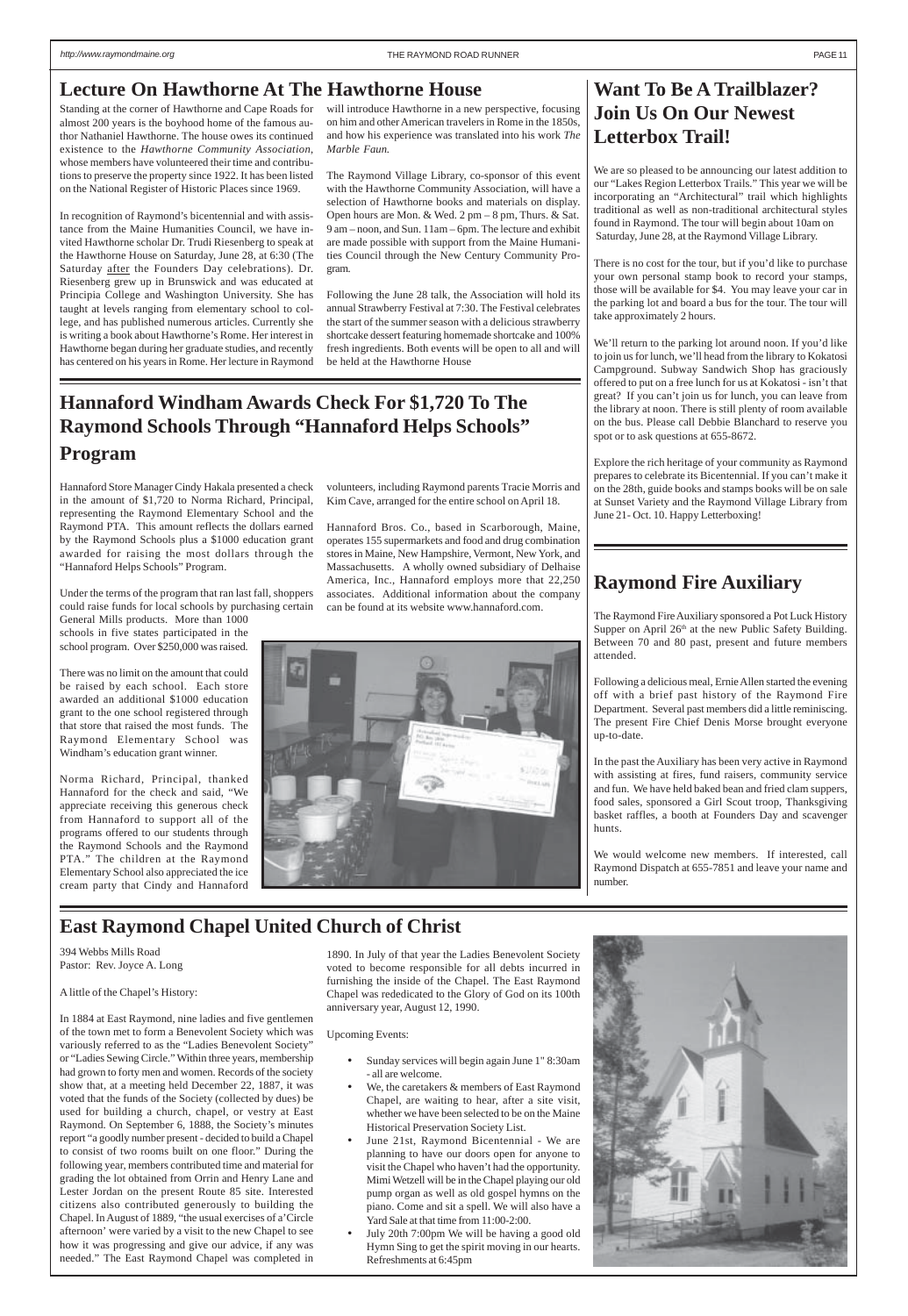## Lecture On Hawthorne At The Hawthorne House

Standing at the corner of Hawthorne and Cape Roads for almost 200 years is the boyhood home of the famous author Nathaniel Hawthorne. The house owes its continued existence to the *Hawthorne Community Association*, whose members have volunteered their time and contributions to preserve the property since 1922. It has been listed on the National Register of Historic Places since 1969.

In recognition of Raymond's bicentennial and with assistance from the Maine Humanities Council, we have invited Hawthorne scholar Dr. Trudi Riesenberg to speak at the Hawthorne House on Saturday, June 28, at 6:30 (The Saturday after the Founders Day celebrations). Dr. Riesenberg grew up in Brunswick and was educated at Principia College and Washington University. She has taught at levels ranging from elementary school to college, and has published numerous articles. Currently she is writing a book about Hawthorne's Rome. Her interest in Hawthorne began during her graduate studies, and recently has centered on his years in Rome. Her lecture in Raymond will introduce Hawthorne in a new perspective, focusing on him and other American travelers in Rome in the 1850s, and how his experience was translated into his work *The Marble Faun.*

The Raymond Village Library, co-sponsor of this event with the Hawthorne Community Association, will have a selection of Hawthorne books and materials on display. Open hours are Mon. & Wed. 2 pm – 8 pm, Thurs. & Sat. 9 am – noon, and Sun. 11am – 6pm. The lecture and exhibit are made possible with support from the Maine Humanities Council through the New Century Community Program.

Following the June 28 talk, the Association will hold its annual Strawberry Festival at 7:30. The Festival celebrates the start of the summer season with a delicious strawberry shortcake dessert featuring homemade shortcake and 100% fresh ingredients. Both events will be open to all and will be held at the Hawthorne House

## Want To Be A Trailblazer? Join Us On Our Newest Letterbox Trail!

We are so pleased to be announcing our latest addition to our "Lakes Region Letterbox Trails." This year we will be incorporating an "Architectural" trail which highlights traditional as well as non-traditional architectural styles found in Raymond. The tour will begin about 10am on Saturday, June 28, at the Raymond Village Library.

There is no cost for the tour, but if you'd like to purchase your own personal stamp book to record your stamps, those will be available for $4. You may leave your car in the parking lot and board a bus for the tour. The tour will take approximately 2 hours.

We'll return to the parking lot around noon. If you'd like to join us for lunch, we'll head from the library to Kokatosi Campground. Subway Sandwich Shop has graciously offered to put on a free lunch for us at Kokatosi - isn't that great? If you can't join us for lunch, you can leave from the library at noon. There is still plenty of room available on the bus. Please call Debbie Blanchard to reserve you spot or to ask questions at 655-8672.

Explore the rich heritage of your community as Raymond prepares to celebrate its Bicentennial. If you can't make it on the 28th, guide books and stamps books will be on sale at Sunset Variety and the Raymond Village Library from June 21- Oct. 10. Happy Letterboxing!

## Hannaford Windham Awards Check For $1,720 To The Raymond Schools Through "Hannaford Helps Schools" Program

Hannaford Store Manager Cindy Hakala presented a check in the amount of $1,720 to Norma Richard, Principal, representing the Raymond Elementary School and the Raymond PTA. This amount reflects the dollars earned by the Raymond Schools plus a $1000 education grant awarded for raising the most dollars through the "Hannaford Helps Schools" Program.

Under the terms of the program that ran last fall, shoppers could raise funds for local schools by purchasing certain General Mills products. More than 1000 schools in five states participated in the school program. Over $250,000 was raised.

There was no limit on the amount that could be raised by each school. Each store awarded an additional $1000 education grant to the one school registered through that store that raised the most funds. The Raymond Elementary School was Windham's education grant winner.

Norma Richard, Principal, thanked Hannaford for the check and said, "We appreciate receiving this generous check from Hannaford to support all of the programs offered to our students through the Raymond Schools and the Raymond PTA." The children at the Raymond Elementary School also appreciated the ice cream party that Cindy and Hannaford volunteers, including Raymond parents Tracie Morris and Kim Cave, arranged for the entire school on April 18.

Hannaford Bros. Co., based in Scarborough, Maine, operates 155 supermarkets and food and drug combination stores in Maine, New Hampshire, Vermont, New York, and Massachusetts. A wholly owned subsidiary of Delhaise America, Inc., Hannaford employs more that 22,250 associates. Additional information about the company can be found at its website www.hannaford.com.

## Raymond Fire Auxiliary

The Raymond Fire Auxiliary sponsored a Pot Luck History Supper on April 26th at the new Public Safety Building. Between 70 and 80 past, present and future members attended.

Following a delicious meal, Ernie Allen started the evening off with a brief past history of the Raymond Fire Department. Several past members did a little reminiscing. The present Fire Chief Denis Morse brought everyone up-to-date.

In the past the Auxiliary has been very active in Raymond with assisting at fires, fund raisers, community service and fun. We have held baked bean and fried clam suppers, food sales, sponsored a Girl Scout troop, Thanksgiving basket raffles, a booth at Founders Day and scavenger hunts.

We would welcome new members. If interested, call Raymond Dispatch at 655-7851 and leave your name and number.

## East Raymond Chapel United Church of Christ

394 Webbs Mills Road
Pastor: Rev. Joyce A. Long

A little of the Chapel's History:

In 1884 at East Raymond, nine ladies and five gentlemen of the town met to form a Benevolent Society which was variously referred to as the "Ladies Benevolent Society" or "Ladies Sewing Circle." Within three years, membership had grown to forty men and women. Records of the society show that, at a meeting held December 22, 1887, it was voted that the funds of the Society (collected by dues) be used for building a church, chapel, or vestry at East Raymond. On September 6, 1888, the Society's minutes report "a goodly number present - decided to build a Chapel to consist of two rooms built on one floor." During the following year, members contributed time and material for grading the lot obtained from Orrin and Henry Lane and Lester Jordan on the present Route 85 site. Interested citizens also contributed generously to building the Chapel. In August of 1889, "the usual exercises of a'Circle afternoon' were varied by a visit to the new Chapel to see how it was progressing and give our advice, if any was needed." The East Raymond Chapel was completed in 1890. In July of that year the Ladies Benevolent Society voted to become responsible for all debts incurred in furnishing the inside of the Chapel. The East Raymond Chapel was rededicated to the Glory of God on its 100th anniversary year, August 12, 1990.

Upcoming Events:

- Sunday services will begin again June 1" 8:30am - all are welcome.
- We, the caretakers & members of East Raymond Chapel, are waiting to hear, after a site visit, whether we have been selected to be on the Maine Historical Preservation Society List.
- June 21st, Raymond Bicentennial - We are planning to have our doors open for anyone to visit the Chapel who haven't had the opportunity. Mimi Wetzell will be in the Chapel playing our old pump organ as well as old gospel hymns on the piano. Come and sit a spell. We will also have a Yard Sale at that time from 11:00-2:00.
- July 20th 7:00pm We will be having a good old Hymn Sing to get the spirit moving in our hearts. Refreshments at 6:45pm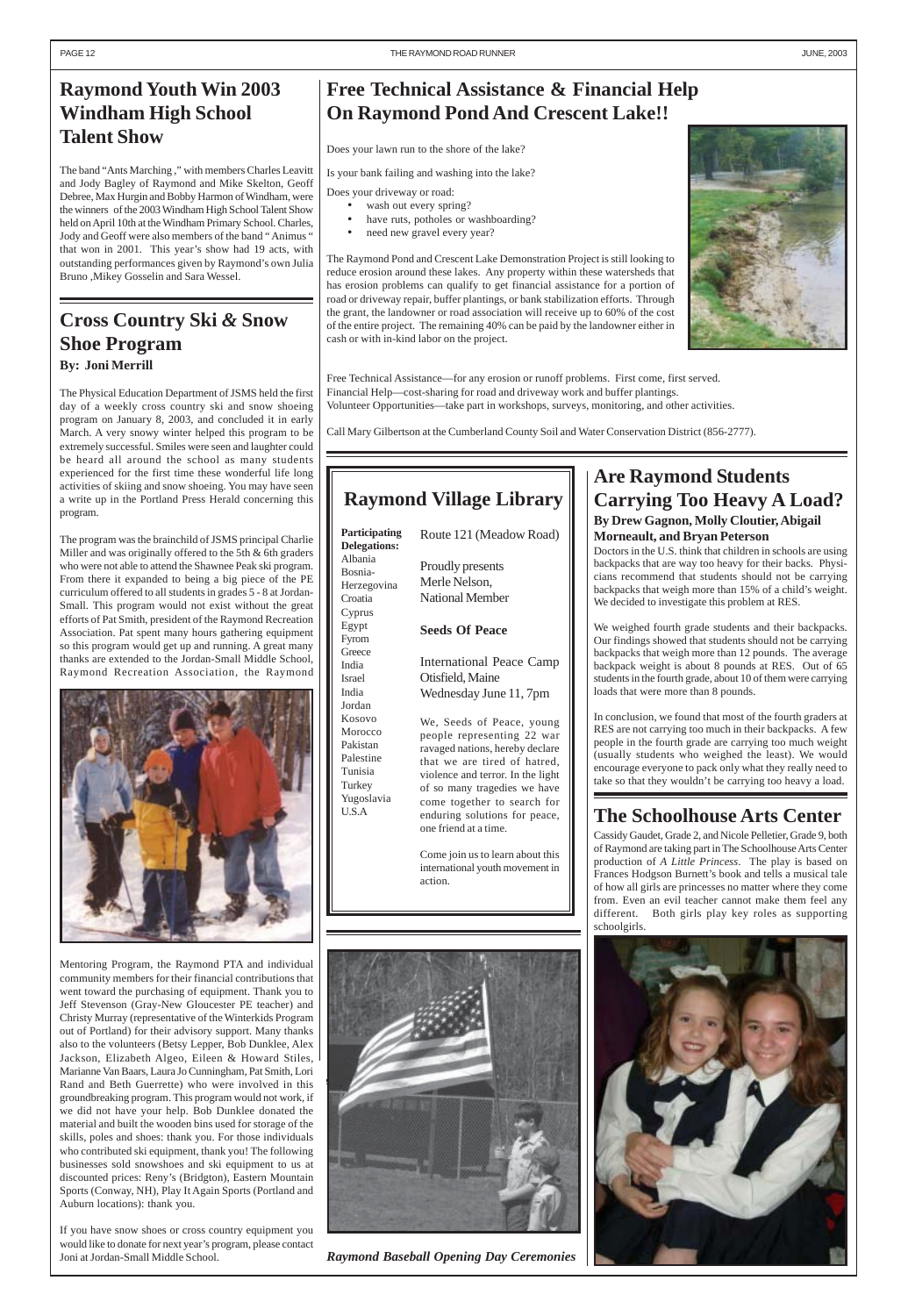## Raymond Youth Win 2003 Windham High School Talent Show

The band "Ants Marching ," with members Charles Leavitt and Jody Bagley of Raymond and Mike Skelton, Geoff Debree, Max Hurgin and Bobby Harmon of Windham, were the winners of the 2003 Windham High School Talent Show held on April 10th at the Windham Primary School. Charles, Jody and Geoff were also members of the band " Animus " that won in 2001. This year's show had 19 acts, with outstanding performances given by Raymond's own Julia Bruno ,Mikey Gosselin and Sara Wessel.

## Cross Country Ski & Snow Shoe Program

**By: Joni Merrill**

The Physical Education Department of JSMS held the first day of a weekly cross country ski and snow shoeing program on January 8, 2003, and concluded it in early March. A very snowy winter helped this program to be extremely successful. Smiles were seen and laughter could be heard all around the school as many students experienced for the first time these wonderful life long activities of skiing and snow shoeing. You may have seen a write up in the Portland Press Herald concerning this program.

The program was the brainchild of JSMS principal Charlie Miller and was originally offered to the 5th & 6th graders who were not able to attend the Shawnee Peak ski program. From there it expanded to being a big piece of the PE curriculum offered to all students in grades 5 - 8 at Jordan-Small. This program would not exist without the great efforts of Pat Smith, president of the Raymond Recreation Association. Pat spent many hours gathering equipment so this program would get up and running. A great many thanks are extended to the Jordan-Small Middle School, Raymond Recreation Association, the Raymond Mentoring Program, the Raymond PTA and individual community members for their financial contributions that went toward the purchasing of equipment. Thank you to Jeff Stevenson (Gray-New Gloucester PE teacher) and Christy Murray (representative of the Winterkids Program out of Portland) for their advisory support. Many thanks also to the volunteers (Betsy Lepper, Bob Dunklee, Alex Jackson, Elizabeth Algeo, Eileen & Howard Stiles, Marianne Van Baars, Laura Jo Cunningham, Pat Smith, Lori Rand and Beth Guerrette) who were involved in this groundbreaking program. This program would not work, if we did not have your help. Bob Dunklee donated the material and built the wooden bins used for storage of the skis, poles and shoes: thank you. For those individuals who contributed ski equipment, thank you! The following businesses sold snowshoes and ski equipment to us at discounted prices: Reny's (Bridgton), Eastern Mountain Sports (Conway, NH), Play It Again Sports (Portland and Auburn locations): thank you.

If you have snow shoes or cross country equipment you would like to donate for next year's program, please contact Joni at Jordan-Small Middle School.

## Free Technical Assistance & Financial Help On Raymond Pond And Crescent Lake!!

Does your lawn run to the shore of the lake?

Is your bank failing and washing into the lake?

Does your driveway or road:

- wash out every spring?
- have ruts, potholes or washboarding?
- need new gravel every year?

The Raymond Pond and Crescent Lake Demonstration Project is still looking to reduce erosion around these lakes. Any property within these watersheds that has erosion problems can qualify to get financial assistance for a portion of road or driveway repair, buffer plantings, or bank stabilization efforts. Through the grant, the landowner or road association will receive up to 60% of the cost of the entire project. The remaining 40% can be paid by the landowner either in cash or with in-kind labor on the project.

Free Technical Assistance—for any erosion or runoff problems. First come, first served.
Financial Help—cost-sharing for road and driveway work and buffer plantings.
Volunteer Opportunities—take part in workshops, surveys, monitoring, and other activities.

Call Mary Gilbertson at the Cumberland County Soil and Water Conservation District (856-2777).

## Raymond Village Library

Route 121 (Meadow Road)

Proudly presents
Merle Nelson,
National Member

**Seeds Of Peace**

International Peace Camp
Otisfield, Maine
Wednesday June 11, 7pm

We, Seeds of Peace, young people representing 22 war ravaged nations, hereby declare that we are tired of hatred, violence and terror. In the light of so many tragedies we have come together to search for enduring solutions for peace, one friend at a time.

Come join us to learn about this international youth movement in action.

**Participating Delegations:**
Albania
Bosnia-Herzegovina
Croatia
Cyprus
Egypt
Fyrom
Greece
India
Israel
India
Jordan
Kosovo
Morocco
Pakistan
Palestine
Tunisia
Turkey
Yugoslavia
U.S.A

## Are Raymond Students Carrying Too Heavy A Load?

**By Drew Gagnon, Molly Cloutier, Abigail Morneault, and Bryan Peterson**

Doctors in the U.S. think that children in schools are using backpacks that are way too heavy for their backs. Physicians recommend that students should not be carrying backpacks that weigh more than 15% of a child's weight. We decided to investigate this problem at RES.

We weighed fourth grade students and their backpacks. Our findings showed that students should not be carrying backpacks that weigh more than 12 pounds. The average backpack weight is about 8 pounds at RES. Out of 65 students in the fourth grade, about 10 of them were carrying loads that were more than 8 pounds.

In conclusion, we found that most of the fourth graders at RES are not carrying too much in their backpacks. A few people in the fourth grade are carrying too much weight (usually students who weighed the least). We would encourage everyone to pack only what they really need to take so that they wouldn't be carrying too heavy a load.

## The Schoolhouse Arts Center

Cassidy Gaudet, Grade 2, and Nicole Pelletier, Grade 9, both of Raymond are taking part in The Schoolhouse Arts Center production of *A Little Princess*. The play is based on Frances Hodgson Burnett's book and tells a musical tale of how all girls are princesses no matter where they come from. Even an evil teacher cannot make them feel any different. Both girls play key roles as supporting schoolgirls.

*Raymond Baseball Opening Day Ceremonies*